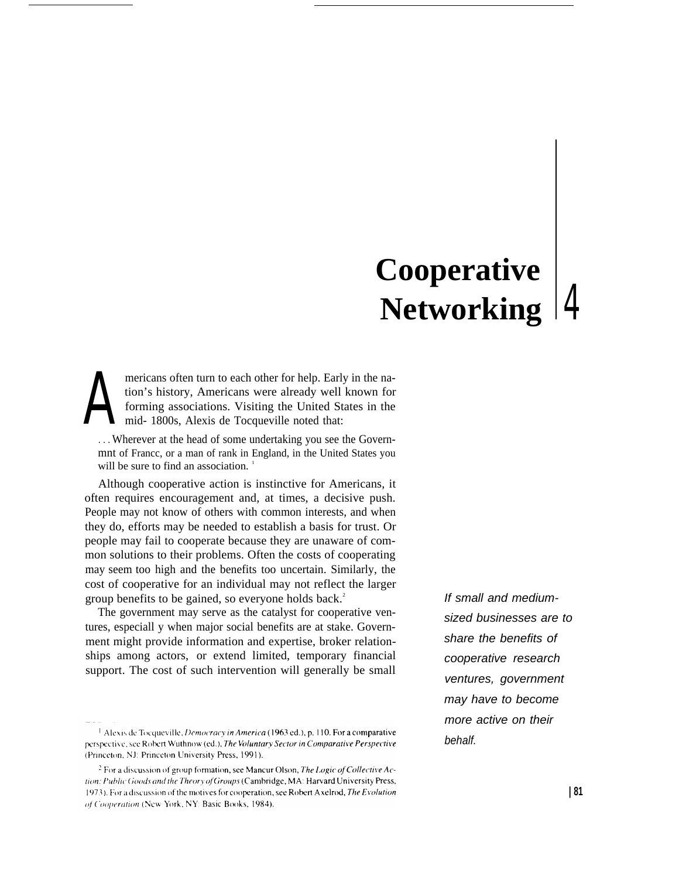# Cooperative Networking 4

Americans often turn to each other for help. Early in the nation's history, Americans were already well known for forming associations. Visiting the United States in the mid- 1800s, Alexis de Tocqueville noted that:

> . . . Wherever at the head of some undertaking you see the Governmnt of Francc, or a man of rank in England, in the United States you will be sure to find an association. [1]

Although cooperative action is instinctive for Americans, it often requires encouragement and, at times, a decisive push. People may not know of others with common interests, and when they do, efforts may be needed to establish a basis for trust. Or people may fail to cooperate because they are unaware of common solutions to their problems. Often the costs of cooperating may seem too high and the benefits too uncertain. Similarly, the cost of cooperative for an individual may not reflect the larger group benefits to be gained, so everyone holds back.[2]

The government may serve as the catalyst for cooperative ventures, especiall y when major social benefits are at stake. Government might provide information and expertise, broker relationships among actors, or extend limited, temporary financial support. The cost of such intervention will generally be small

*If small and medium-sized businesses are to share the benefits of cooperative research ventures, government may have to become more active on their behalf.*

[1] Alexis de Tocqueville, *Democracy in America* (1963 ed.), p. 110. For a comparative perspective, see Robert Wuthnow (ed.), *The Voluntary Sector in Comparative Perspective* (Princeton, NJ: Princeton University Press, 1991).

[2] For a discussion of group formation, see Mancur Olson, *The Logic of Collective Action: Public Goods and the Theory of Groups* (Cambridge, MA: Harvard University Press, 1973). For a discussion of the motives for cooperation, see Robert Axelrod, *The Evolution of Cooperation* (New York, NY: Basic Books, 1984).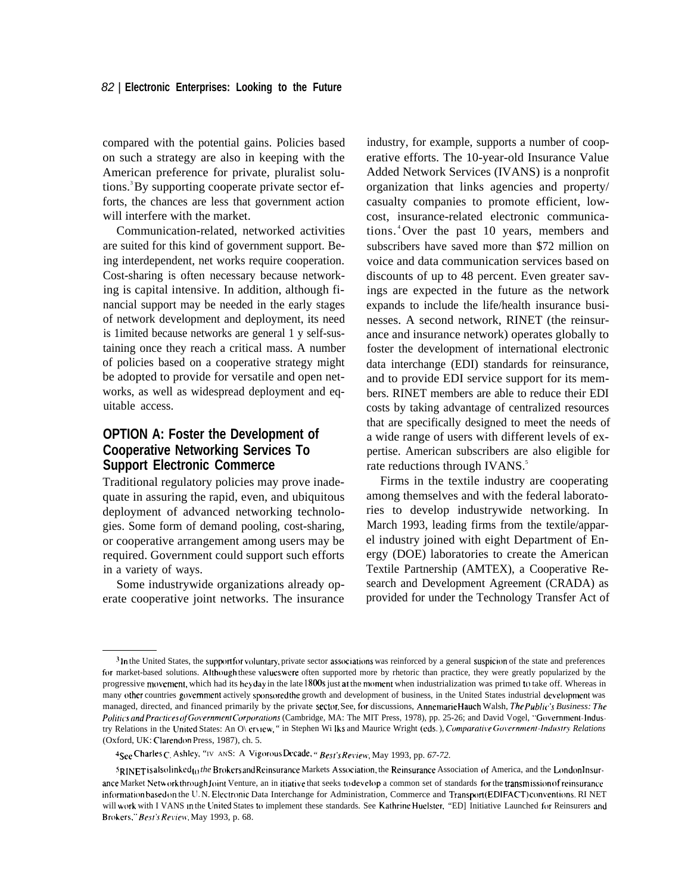compared with the potential gains. Policies based on such a strategy are also in keeping with the American preference for private, pluralist solutions.[3] By supporting cooperate private sector efforts, the chances are less that government action will interfere with the market.

Communication-related, networked activities are suited for this kind of government support. Being interdependent, networks require cooperation. Cost-sharing is often necessary because networking is capital intensive. In addition, although financial support may be needed in the early stages of network development and deployment, its need is limited because networks are generally self-sustaining once they reach a critical mass. A number of policies based on a cooperative strategy might be adopted to provide for versatile and open networks, as well as widespread deployment and equitable access.

## OPTION A: Foster the Development of Cooperative Networking Services To Support Electronic Commerce

Traditional regulatory policies may prove inadequate in assuring the rapid, even, and ubiquitous deployment of advanced networking technologies. Some form of demand pooling, cost-sharing, or cooperative arrangement among users may be required. Government could support such efforts in a variety of ways.

Some industrywide organizations already operate cooperative joint networks. The insurance industry, for example, supports a number of cooperative efforts. The 10-year-old Insurance Value Added Network Services (IVANS) is a nonprofit organization that links agencies and property/casualty companies to promote efficient, low-cost, insurance-related electronic communications.[4] Over the past 10 years, members and subscribers have saved more than $72 million on voice and data communication services based on discounts of up to 48 percent. Even greater savings are expected in the future as the network expands to include the life/health insurance businesses. A second network, RINET (the reinsurance and insurance network) operates globally to foster the development of international electronic data interchange (EDI) standards for reinsurance, and to provide EDI service support for its members. RINET members are able to reduce their EDI costs by taking advantage of centralized resources that are specifically designed to meet the needs of a wide range of users with different levels of expertise. American subscribers are also eligible for rate reductions through IVANS.[5]

Firms in the textile industry are cooperating among themselves and with the federal laboratories to develop industrywide networking. In March 1993, leading firms from the textile/apparel industry joined with eight Department of Energy (DOE) laboratories to create the American Textile Partnership (AMTEX), a Cooperative Research and Development Agreement (CRADA) as provided for under the Technology Transfer Act of

---

[3] In the United States, the support for voluntary, private sector associations was reinforced by a general suspicion of the state and preferences for market-based solutions. Although these values were often supported more by rhetoric than practice, they were greatly popularized by the progressive movement, which had its heyday in the late 1800s just at the moment when industrialization was primed to take off. Whereas in many other countries government actively sponsored the growth and development of business, in the United States industrial development was managed, directed, and financed primarily by the private sector. See, for discussions, Annemarie Hauch Walsh, *The Public's Business: The Politics and Practices of Government Corporations* (Cambridge, MA: The MIT Press, 1978), pp. 25-26; and David Vogel, "Government-Industry Relations in the United States: An Overview," in Stephen Wilks and Maurice Wright (eds.), *Comparative Government-Industry Relations* (Oxford, UK: Clarendon Press, 1987), ch. 5.

[4] See Charles C. Ashley, "IVANS: A Vigorous Decade," *Best's Review*, May 1993, pp. 67-72.

[5] RINET is also linked to the Brokers and Reinsurance Markets Association, the Reinsurance Association of America, and the London Insurance Market Network through Joint Venture, an initiative that seeks to develop a common set of standards for the transmission of reinsurance information based on the U.N. Electronic Data Interchange for Administration, Commerce and Transport (EDIFACT) conventions. RINET will work with IVANS in the United States to implement these standards. See Kathrine Huelster, "EDI Initiative Launched for Reinsurers and Brokers," *Best's Review*, May 1993, p. 68.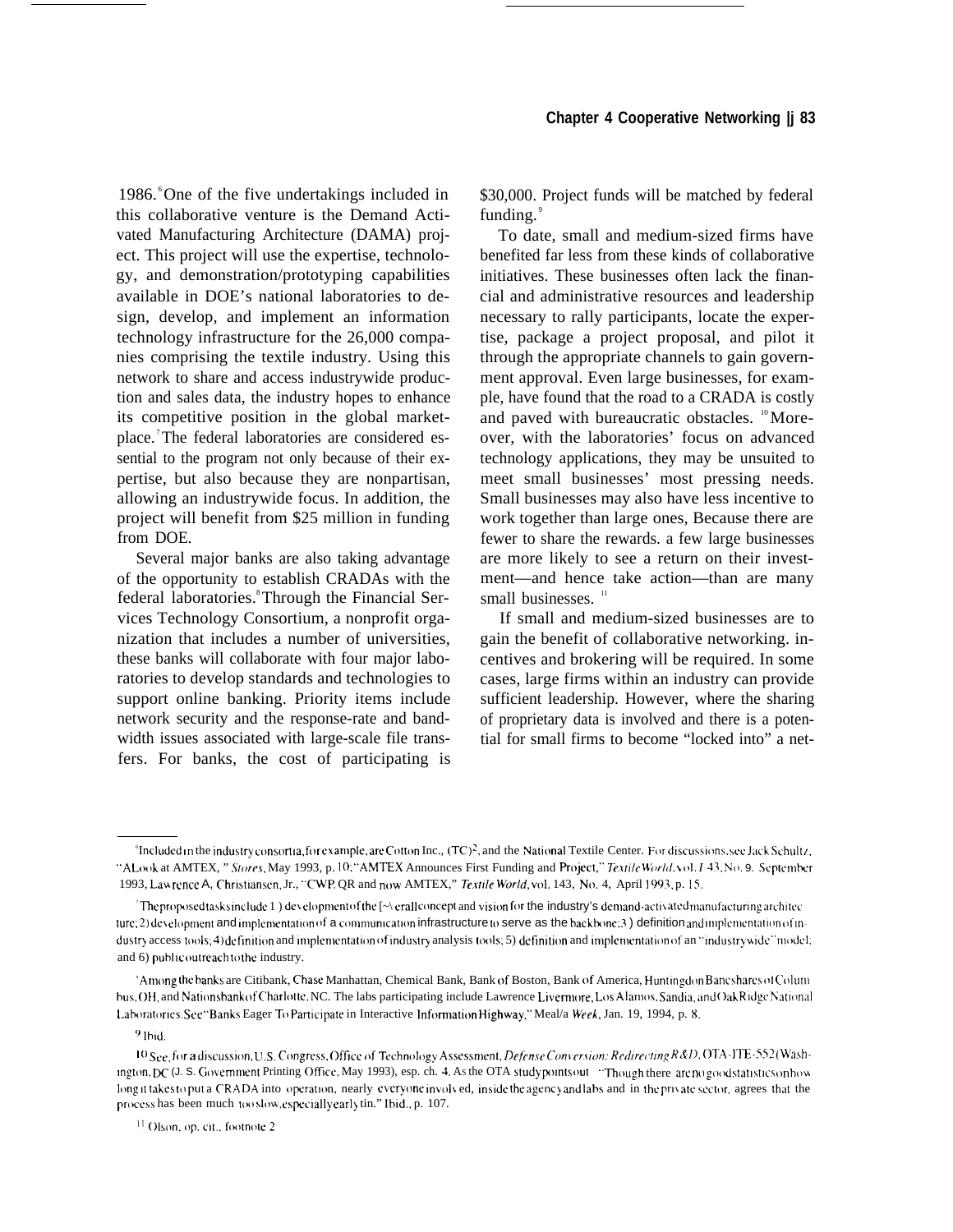1986.[6] One of the five undertakings included in this collaborative venture is the Demand Activated Manufacturing Architecture (DAMA) project. This project will use the expertise, technology, and demonstration/prototyping capabilities available in DOE's national laboratories to design, develop, and implement an information technology infrastructure for the 26,000 companies comprising the textile industry. Using this network to share and access industrywide production and sales data, the industry hopes to enhance its competitive position in the global marketplace.[7] The federal laboratories are considered essential to the program not only because of their expertise, but also because they are nonpartisan, allowing an industrywide focus. In addition, the project will benefit from $25 million in funding from DOE.

Several major banks are also taking advantage of the opportunity to establish CRADAs with the federal laboratories.[8] Through the Financial Services Technology Consortium, a nonprofit organization that includes a number of universities, these banks will collaborate with four major laboratories to develop standards and technologies to support online banking. Priority items include network security and the response-rate and bandwidth issues associated with large-scale file transfers. For banks, the cost of participating is $30,000. Project funds will be matched by federal funding.[9]

To date, small and medium-sized firms have benefited far less from these kinds of collaborative initiatives. These businesses often lack the financial and administrative resources and leadership necessary to rally participants, locate the expertise, package a project proposal, and pilot it through the appropriate channels to gain government approval. Even large businesses, for example, have found that the road to a CRADA is costly and paved with bureaucratic obstacles.[10] Moreover, with the laboratories' focus on advanced technology applications, they may be unsuited to meet small businesses' most pressing needs. Small businesses may also have less incentive to work together than large ones, Because there are fewer to share the rewards. a few large businesses are more likely to see a return on their investment—and hence take action—than are many small businesses.[11]

If small and medium-sized businesses are to gain the benefit of collaborative networking. incentives and brokering will be required. In some cases, large firms within an industry can provide sufficient leadership. However, where the sharing of proprietary data is involved and there is a potential for small firms to become "locked into" a net-

---

[6] Included in the industry consortia, for example, are Cotton Inc., (TC)$^2$, and the National Textile Center. For discussions, see Jack Schultz, "A Look at AMTEX," *Stores*, May 1993, p. 10; "AMTEX Announces First Funding and Project," *Textile World*, vol. 143, No. 9. September 1993, Lawrence A. Christiansen, Jr., "CWP, QR and now AMTEX," *Textile World*, vol. 143, No. 4, April 1993, p. 15.

[7] The proposed tasks include 1) development of the overall concept and vision for the industry's demand-activated manufacturing architecture; 2) development and implementation of a communication infrastructure to serve as the backbone; 3) definition and implementation of industry access tools; 4) definition and implementation of industry analysis tools; 5) definition and implementation of an "industrywide" model; and 6) public outreach to the industry.

[8] Among the banks are Citibank, Chase Manhattan, Chemical Bank, Bank of Boston, Bank of America, Huntingdon Bancshares of Columbus, OH, and Nationsbank of Charlotte, NC. The labs participating include Lawrence Livermore, Los Alamos, Sandia, and Oak Ridge National Laboratories. See "Banks Eager To Participate in Interactive Information Highway," Meal/a *Week*, Jan. 19, 1994, p. 8.

[9] Ibid.

[10] See, for a discussion, U.S. Congress, Office of Technology Assessment, *Defense Conversion: Redirecting R&D*, OTA-ITE-552 (Washington, DC (J. S. Government Printing Office, May 1993), esp. ch. 4. As the OTA study points out "Though there are no good statistics on how long it takes to put a CRADA into operation, nearly everyone involved, inside the agency and labs and in the private sector, agrees that the process has been much too slow, especially early tin." Ibid., p. 107.

[11] Olson, op. cit., footnote 2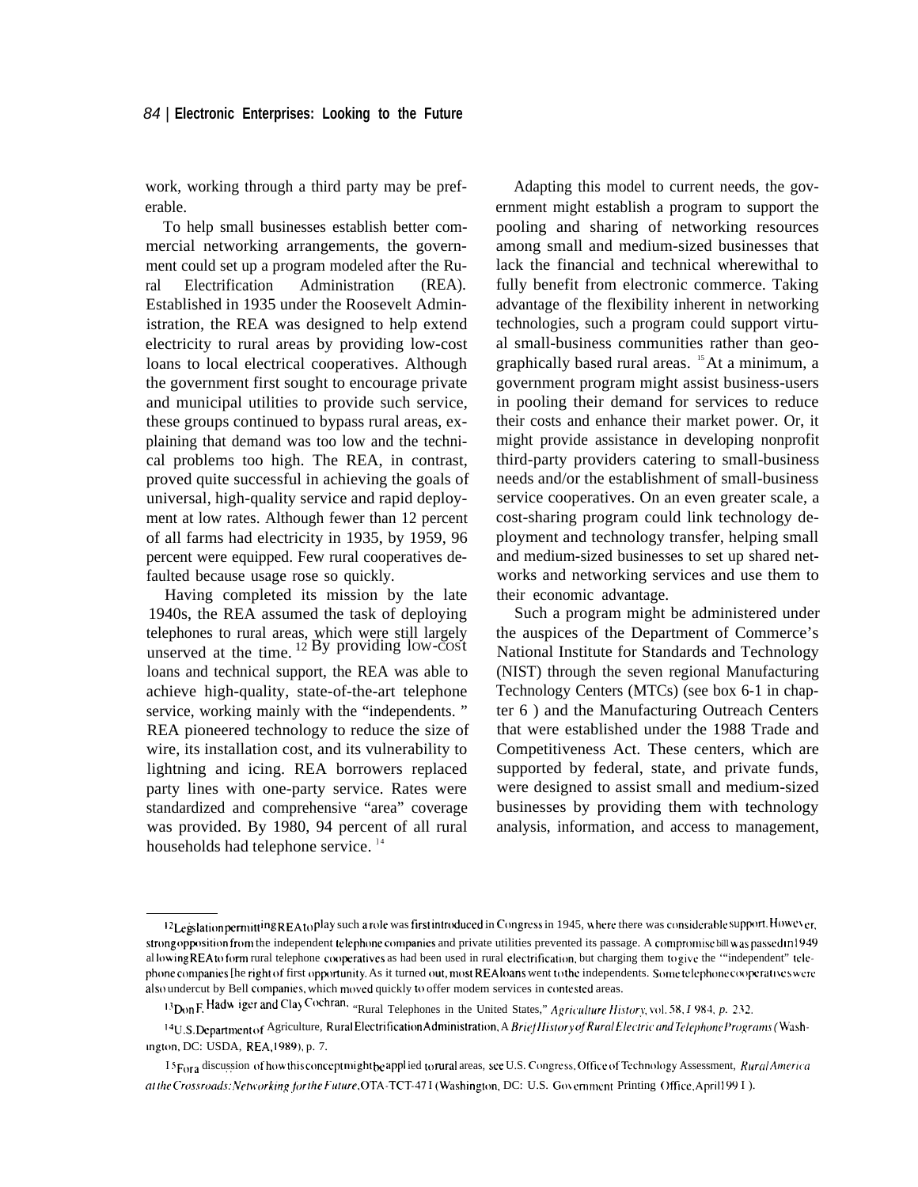work, working through a third party may be preferable.

To help small businesses establish better commercial networking arrangements, the government could set up a program modeled after the Rural Electrification Administration (REA). Established in 1935 under the Roosevelt Administration, the REA was designed to help extend electricity to rural areas by providing low-cost loans to local electrical cooperatives. Although the government first sought to encourage private and municipal utilities to provide such service, these groups continued to bypass rural areas, explaining that demand was too low and the technical problems too high. The REA, in contrast, proved quite successful in achieving the goals of universal, high-quality service and rapid deployment at low rates. Although fewer than 12 percent of all farms had electricity in 1935, by 1959, 96 percent were equipped. Few rural cooperatives defaulted because usage rose so quickly.

Having completed its mission by the late 1940s, the REA assumed the task of deploying telephones to rural areas, which were still largely unserved at the time.[12] By providing low-cost loans and technical support, the REA was able to achieve high-quality, state-of-the-art telephone service, working mainly with the "independents." REA pioneered technology to reduce the size of wire, its installation cost, and its vulnerability to lightning and icing. REA borrowers replaced party lines with one-party service. Rates were standardized and comprehensive "area" coverage was provided. By 1980, 94 percent of all rural households had telephone service.[14]

Adapting this model to current needs, the government might establish a program to support the pooling and sharing of networking resources among small and medium-sized businesses that lack the financial and technical wherewithal to fully benefit from electronic commerce. Taking advantage of the flexibility inherent in networking technologies, such a program could support virtual small-business communities rather than geographically based rural areas.[15] At a minimum, a government program might assist business-users in pooling their demand for services to reduce their costs and enhance their market power. Or, it might provide assistance in developing nonprofit third-party providers catering to small-business needs and/or the establishment of small-business service cooperatives. On an even greater scale, a cost-sharing program could link technology deployment and technology transfer, helping small and medium-sized businesses to set up shared networks and networking services and use them to their economic advantage.

Such a program might be administered under the auspices of the Department of Commerce's National Institute for Standards and Technology (NIST) through the seven regional Manufacturing Technology Centers (MTCs) (see box 6-1 in chapter 6) and the Manufacturing Outreach Centers that were established under the 1988 Trade and Competitiveness Act. These centers, which are supported by federal, state, and private funds, were designed to assist small and medium-sized businesses by providing them with technology analysis, information, and access to management,

---

[12] Legislation permitting REA to play such a role was first introduced in Congress in 1945, where there was considerable support. However, strong opposition from the independent telephone companies and private utilities prevented its passage. A compromise bill was passed in 1949 allowing REA to form rural telephone cooperatives as had been used in rural electrification, but charging them to give the "independent" telephone companies the right of first opportunity. As it turned out, most REA loans went to the independents. Some telephone cooperatives were also undercut by Bell companies, which moved quickly to offer modem services in contested areas.

[13] Don F. Hadwiger and Clay Cochran, "Rural Telephones in the United States," *Agriculture History*, vol. 58, 1984, p. 232.

[14] U.S. Department of Agriculture, Rural Electrification Administration, *A Brief History of Rural Electric and Telephone Programs* (Washington, DC: USDA, REA, 1989), p. 7.

[15] For a discussion of how this concept might be applied to rural areas, see U.S. Congress, Office of Technology Assessment, *Rural America at the Crossroads: Networking for the Future*, OTA-TCT-471 (Washington, DC: U.S. Government Printing Office, April 1991).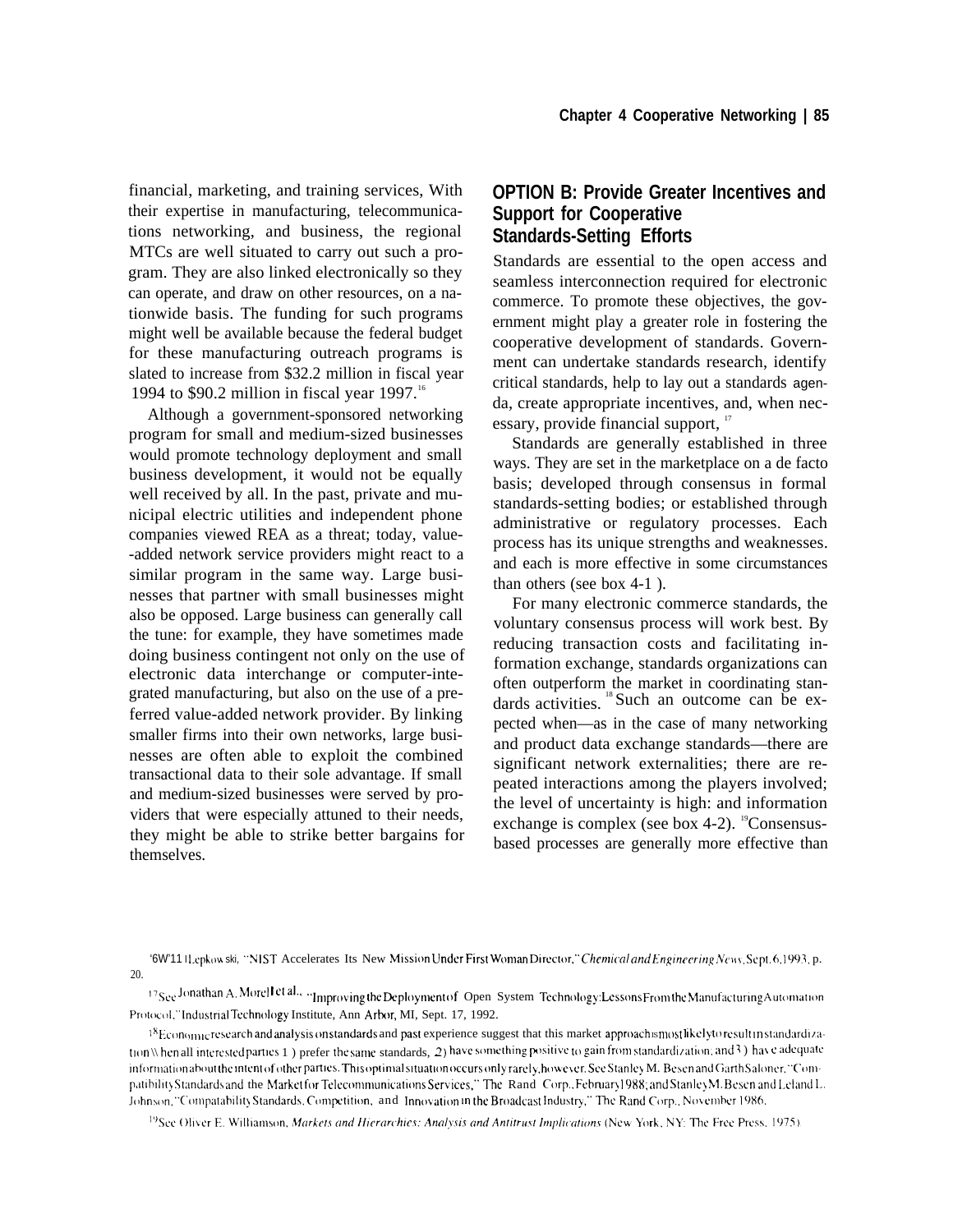financial, marketing, and training services, With their expertise in manufacturing, telecommunications networking, and business, the regional MTCs are well situated to carry out such a program. They are also linked electronically so they can operate, and draw on other resources, on a nationwide basis. The funding for such programs might well be available because the federal budget for these manufacturing outreach programs is slated to increase from $32.2 million in fiscal year 1994 to $90.2 million in fiscal year 1997.[16]

Although a government-sponsored networking program for small and medium-sized businesses would promote technology deployment and small business development, it would not be equally well received by all. In the past, private and municipal electric utilities and independent phone companies viewed REA as a threat; today, value-added network service providers might react to a similar program in the same way. Large businesses that partner with small businesses might also be opposed. Large business can generally call the tune: for example, they have sometimes made doing business contingent not only on the use of electronic data interchange or computer-integrated manufacturing, but also on the use of a preferred value-added network provider. By linking smaller firms into their own networks, large businesses are often able to exploit the combined transactional data to their sole advantage. If small and medium-sized businesses were served by providers that were especially attuned to their needs, they might be able to strike better bargains for themselves.

## OPTION B: Provide Greater Incentives and Support for Cooperative Standards-Setting Efforts

Standards are essential to the open access and seamless interconnection required for electronic commerce. To promote these objectives, the government might play a greater role in fostering the cooperative development of standards. Government can undertake standards research, identify critical standards, help to lay out a standards agenda, create appropriate incentives, and, when necessary, provide financial support,[17]

Standards are generally established in three ways. They are set in the marketplace on a de facto basis; developed through consensus in formal standards-setting bodies; or established through administrative or regulatory processes. Each process has its unique strengths and weaknesses. and each is more effective in some circumstances than others (see box 4-1 ).

For many electronic commerce standards, the voluntary consensus process will work best. By reducing transaction costs and facilitating information exchange, standards organizations can often outperform the market in coordinating standards activities.[18] Such an outcome can be expected when—as in the case of many networking and product data exchange standards—there are significant network externalities; there are repeated interactions among the players involved; the level of uncertainty is high: and information exchange is complex (see box 4-2).[19] Consensus-based processes are generally more effective than

---

[16] W. Lepkowski, "NIST Accelerates Its New Mission Under First Woman Director," *Chemical and Engineering News*, Sept. 6, 1993, p. 20.

[17] See Jonathan A. Morell et al., "Improving the Deployment of Open System Technology: Lessons From the Manufacturing Automation Protocol," Industrial Technology Institute, Ann Arbor, MI, Sept. 17, 1992.

[18] Economic research and analysis on standards and past experience suggest that this market approach is most likely to result in standardization when all interested parties 1) prefer the same standards, 2) have something positive to gain from standardization; and 3) have adequate information about the intent of other parties. This optimal situation occurs only rarely, however. See Stanley M. Besen and Garth Saloner, "Compatibility Standards and the Market for Telecommunications Services," The Rand Corp., February 1988; and Stanley M. Besen and Leland L. Johnson, "Compatability Standards, Competition, and Innovation in the Broadcast Industry," The Rand Corp., November 1986.

[19] See Oliver E. Williamson, *Markets and Hierarchies: Analysis and Antitrust Implications* (New York, NY: The Free Press, 1975).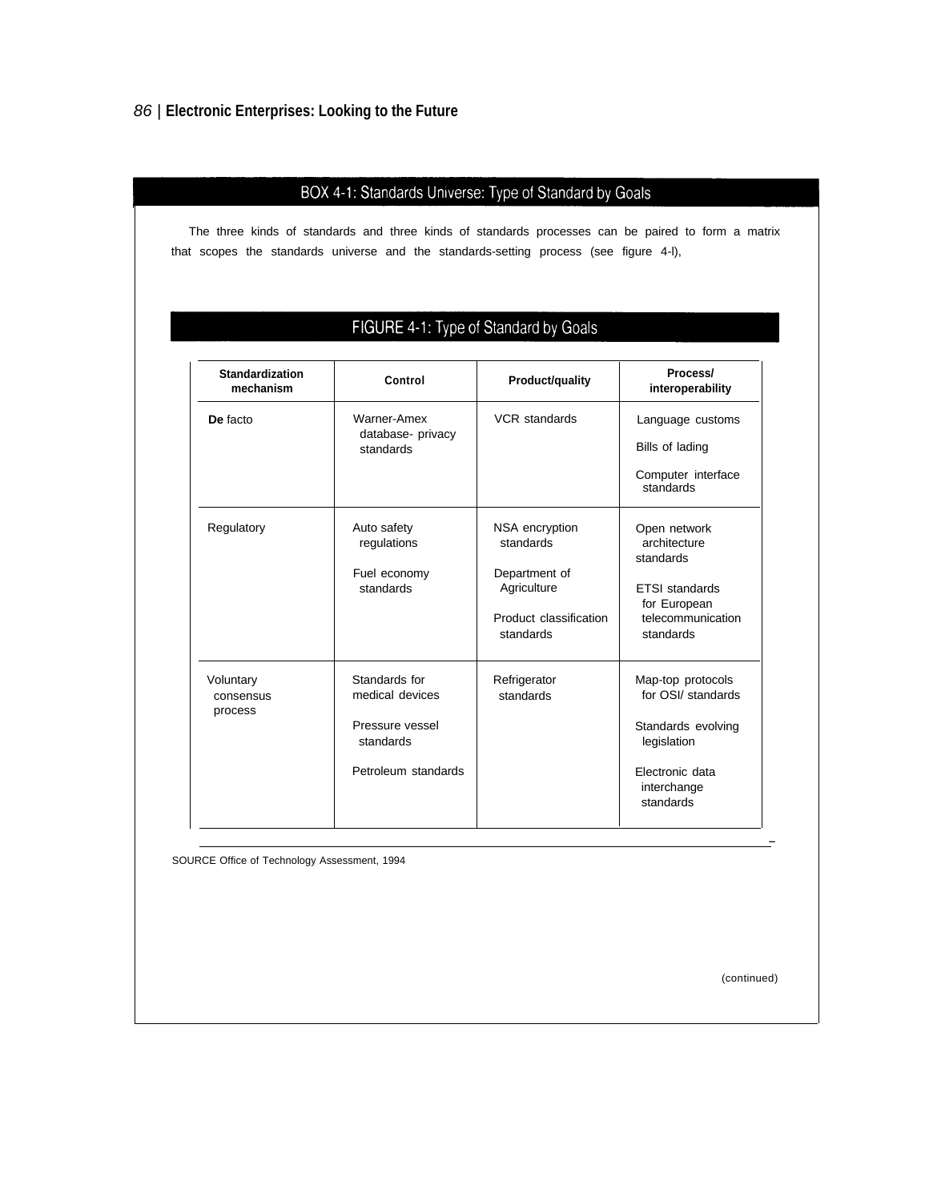## BOX 4-1: Standards Universe: Type of Standard by Goals

The three kinds of standards and three kinds of standards processes can be paired to form a matrix that scopes the standards universe and the standards-setting process (see figure 4-l),

### FIGURE 4-1: Type of Standard by Goals

| Standardization mechanism | Control | Product/quality | Process/ interoperability |
|---|---|---|---|
| **De** facto | Warner-Amex database- privacy standards | VCR standards | Language customs<br><br>Bills of lading<br><br>Computer interface standards |
| Regulatory | Auto safety regulations<br><br>Fuel economy standards | NSA encryption standards<br><br>Department of Agriculture<br><br>Product classification standards | Open network architecture standards<br><br>ETSI standards for European telecommunication standards |
| Voluntary consensus process | Standards for medical devices<br><br>Pressure vessel standards<br><br>Petroleum standards | Refrigerator standards | Map-top protocols for OSI/ standards<br><br>Standards evolving legislation<br><br>Electronic data interchange standards |

SOURCE Office of Technology Assessment, 1994

(continued)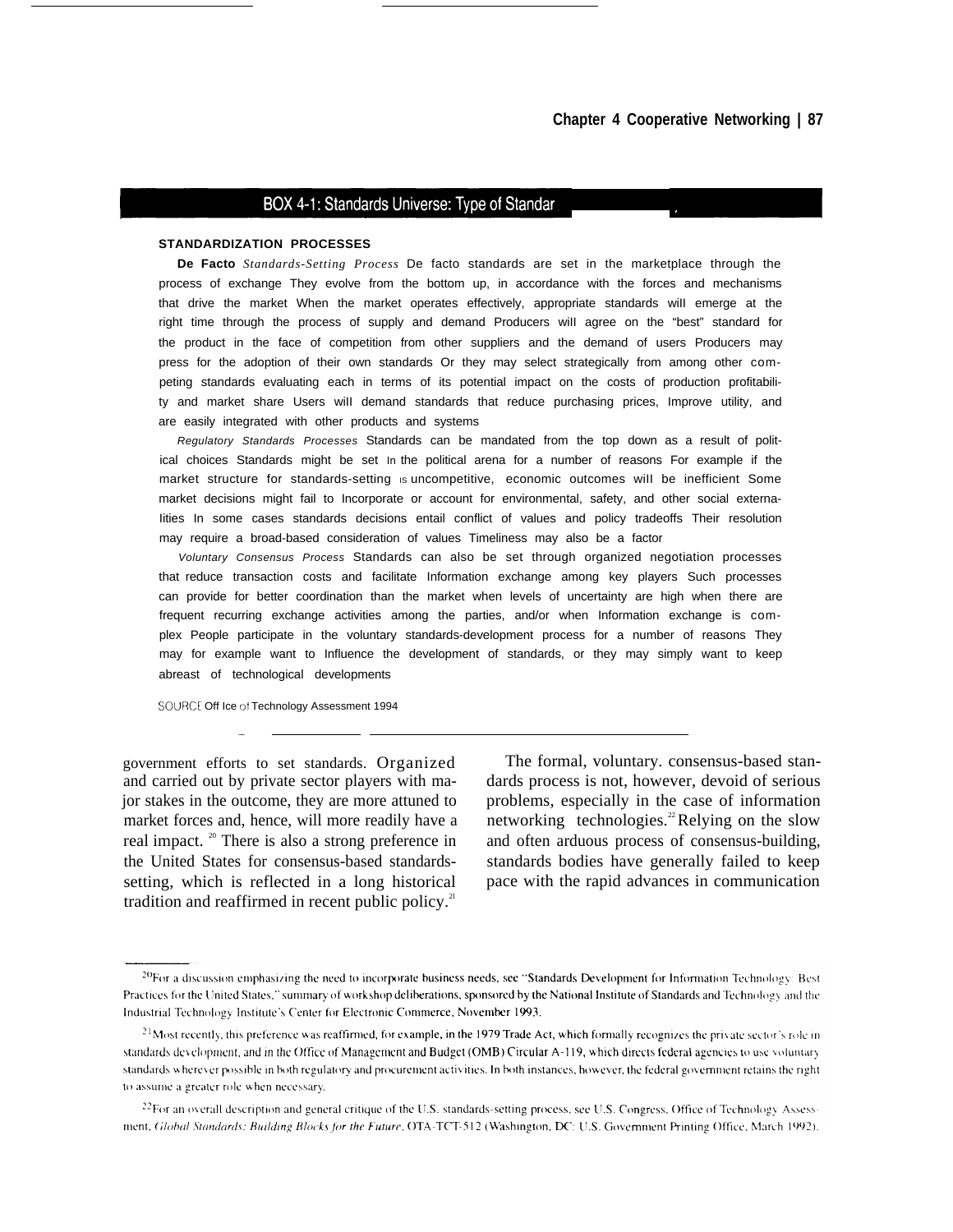## BOX 4-1: Standards Universe: Type of Standar

**STANDARDIZATION PROCESSES**

**De Facto** *Standards-Setting Process* De facto standards are set in the marketplace through the process of exchange They evolve from the bottom up, in accordance with the forces and mechanisms that drive the market When the market operates effectively, appropriate standards will emerge at the right time through the process of supply and demand Producers will agree on the "best" standard for the product in the face of competition from other suppliers and the demand of users Producers may press for the adoption of their own standards Or they may select strategically from among other competing standards evaluating each in terms of its potential impact on the costs of production profitability and market share Users will demand standards that reduce purchasing prices, Improve utility, and are easily integrated with other products and systems

*Regulatory Standards Processes* Standards can be mandated from the top down as a result of political choices Standards might be set In the political arena for a number of reasons For example if the market structure for standards-setting is uncompetitive, economic outcomes will be inefficient Some market decisions might fail to Incorporate or account for environmental, safety, and other social externalities In some cases standards decisions entail conflict of values and policy tradeoffs Their resolution may require a broad-based consideration of values Timeliness may also be a factor

*Voluntary Consensus Process* Standards can also be set through organized negotiation processes that reduce transaction costs and facilitate Information exchange among key players Such processes can provide for better coordination than the market when levels of uncertainty are high when there are frequent recurring exchange activities among the parties, and/or when Information exchange is complex People participate in the voluntary standards-development process for a number of reasons They may for example want to Influence the development of standards, or they may simply want to keep abreast of technological developments

SOURCE Office of Technology Assessment 1994

government efforts to set standards. Organized and carried out by private sector players with major stakes in the outcome, they are more attuned to market forces and, hence, will more readily have a real impact.[20] There is also a strong preference in the United States for consensus-based standards-setting, which is reflected in a long historical tradition and reaffirmed in recent public policy.[21]

The formal, voluntary. consensus-based standards process is not, however, devoid of serious problems, especially in the case of information networking technologies.[22] Relying on the slow and often arduous process of consensus-building, standards bodies have generally failed to keep pace with the rapid advances in communication

---

[20] For a discussion emphasizing the need to incorporate business needs, see "Standards Development for Information Technology: Best Practices for the United States," summary of workshop deliberations, sponsored by the National Institute of Standards and Technology and the Industrial Technology Institute's Center for Electronic Commerce, November 1993.

[21] Most recently, this preference was reaffirmed, for example, in the 1979 Trade Act, which formally recognizes the private sector's role in standards development, and in the Office of Management and Budget (OMB) Circular A-119, which directs federal agencies to use voluntary standards wherever possible in both regulatory and procurement activities. In both instances, however, the federal government retains the right to assume a greater role when necessary.

[22] For an overall description and general critique of the U.S. standards-setting process, see U.S. Congress, Office of Technology Assessment, *Global Standards: Building Blocks for the Future*, OTA-TCT-512 (Washington, DC: U.S. Government Printing Office, March 1992).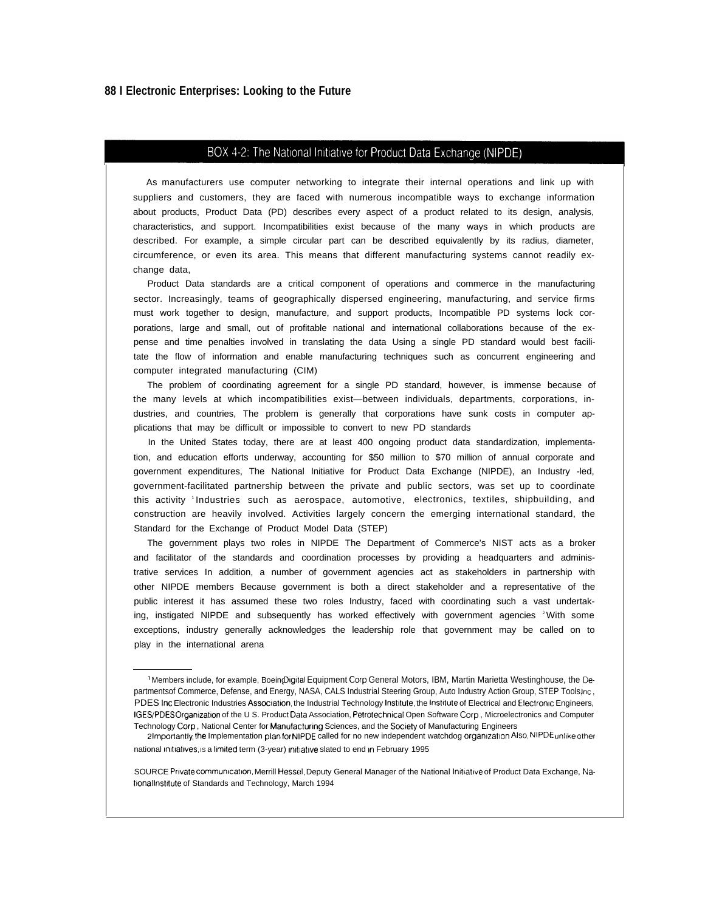## BOX 4-2: The National Initiative for Product Data Exchange (NIPDE)

As manufacturers use computer networking to integrate their internal operations and link up with suppliers and customers, they are faced with numerous incompatible ways to exchange information about products, Product Data (PD) describes every aspect of a product related to its design, analysis, characteristics, and support. Incompatibilities exist because of the many ways in which products are described. For example, a simple circular part can be described equivalently by its radius, diameter, circumference, or even its area. This means that different manufacturing systems cannot readily exchange data,

Product Data standards are a critical component of operations and commerce in the manufacturing sector. Increasingly, teams of geographically dispersed engineering, manufacturing, and service firms must work together to design, manufacture, and support products, Incompatible PD systems lock corporations, large and small, out of profitable national and international collaborations because of the expense and time penalties involved in translating the data Using a single PD standard would best facilitate the flow of information and enable manufacturing techniques such as concurrent engineering and computer integrated manufacturing (CIM)

The problem of coordinating agreement for a single PD standard, however, is immense because of the many levels at which incompatibilities exist—between individuals, departments, corporations, industries, and countries, The problem is generally that corporations have sunk costs in computer applications that may be difficult or impossible to convert to new PD standards

In the United States today, there are at least 400 ongoing product data standardization, implementation, and education efforts underway, accounting for $50 million to $70 million of annual corporate and government expenditures, The National Initiative for Product Data Exchange (NIPDE), an Industry -led, government-facilitated partnership between the private and public sectors, was set up to coordinate this activity [1] Industries such as aerospace, automotive, electronics, textiles, shipbuilding, and construction are heavily involved. Activities largely concern the emerging international standard, the Standard for the Exchange of Product Model Data (STEP)

The government plays two roles in NIPDE The Department of Commerce's NIST acts as a broker and facilitator of the standards and coordination processes by providing a headquarters and administrative services In addition, a number of government agencies act as stakeholders in partnership with other NIPDE members Because government is both a direct stakeholder and a representative of the public interest it has assumed these two roles Industry, faced with coordinating such a vast undertaking, instigated NIPDE and subsequently has worked effectively with government agencies [2] With some exceptions, industry generally acknowledges the leadership role that government may be called on to play in the international arena

---

[1] Members include, for example, Boeing, Digital Equipment Corp General Motors, IBM, Martin Marietta Westinghouse, the Departments of Commerce, Defense, and Energy, NASA, CALS Industrial Steering Group, Auto Industry Action Group, STEP Tools Inc , PDES Inc Electronic Industries Association, the Industrial Technology Institute, the Institute of Electrical and Electronic Engineers, IGES/PDES Organization of the U S. Product Data Association, Petrotechnical Open Software Corp , Microelectronics and Computer Technology Corp , National Center for Manufacturing Sciences, and the Society of Manufacturing Engineers

[2] Importantly, the Implementation plan for NIPDE called for no new independent watchdog organization Also, NIPDE unlike other national initiatives, is a limited term (3-year) initiative slated to end in February 1995

SOURCE Private communication, Merrill Hessel, Deputy General Manager of the National Initiative of Product Data Exchange, National Institute of Standards and Technology, March 1994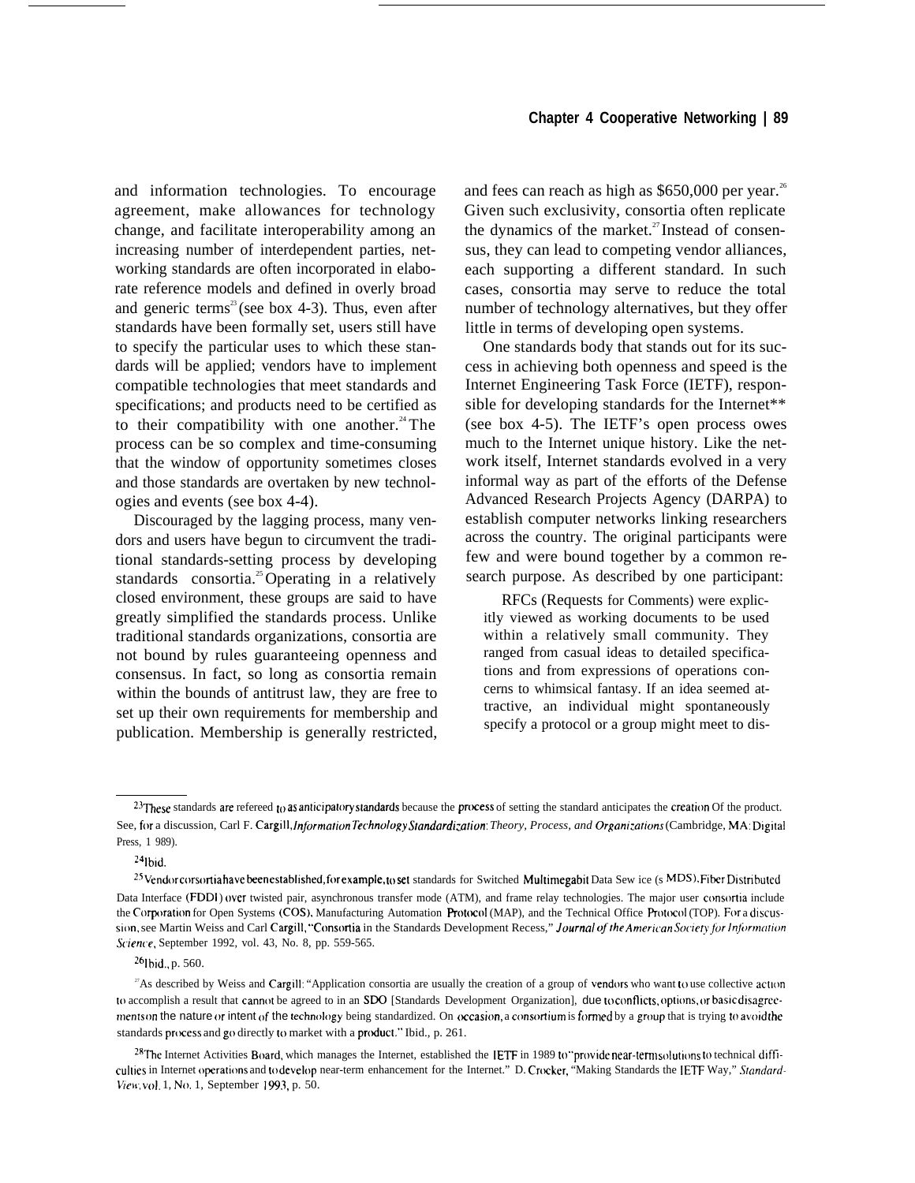and information technologies. To encourage agreement, make allowances for technology change, and facilitate interoperability among an increasing number of interdependent parties, networking standards are often incorporated in elaborate reference models and defined in overly broad and generic terms[23] (see box 4-3). Thus, even after standards have been formally set, users still have to specify the particular uses to which these standards will be applied; vendors have to implement compatible technologies that meet standards and specifications; and products need to be certified as to their compatibility with one another.[24] The process can be so complex and time-consuming that the window of opportunity sometimes closes and those standards are overtaken by new technologies and events (see box 4-4).

Discouraged by the lagging process, many vendors and users have begun to circumvent the traditional standards-setting process by developing standards consortia.[25] Operating in a relatively closed environment, these groups are said to have greatly simplified the standards process. Unlike traditional standards organizations, consortia are not bound by rules guaranteeing openness and consensus. In fact, so long as consortia remain within the bounds of antitrust law, they are free to set up their own requirements for membership and publication. Membership is generally restricted, and fees can reach as high as $650,000 per year.[26] Given such exclusivity, consortia often replicate the dynamics of the market.[27] Instead of consensus, they can lead to competing vendor alliances, each supporting a different standard. In such cases, consortia may serve to reduce the total number of technology alternatives, but they offer little in terms of developing open systems.

One standards body that stands out for its success in achieving both openness and speed is the Internet Engineering Task Force (IETF), responsible for developing standards for the Internet** (see box 4-5). The IETF's open process owes much to the Internet unique history. Like the network itself, Internet standards evolved in a very informal way as part of the efforts of the Defense Advanced Research Projects Agency (DARPA) to establish computer networks linking researchers across the country. The original participants were few and were bound together by a common research purpose. As described by one participant:

> RFCs (Requests for Comments) were explicitly viewed as working documents to be used within a relatively small community. They ranged from casual ideas to detailed specifications and from expressions of operations concerns to whimsical fantasy. If an idea seemed attractive, an individual might spontaneously specify a protocol or a group might meet to dis-

---

[23] These standards are refereed to as anticipatory standards because the process of setting the standard anticipates the creation Of the product. See, for a discussion, Carl F. Cargill, *Information Technology Standardization: Theory, Process, and Organizations* (Cambridge, MA: Digital Press, 1 989).

[24] Ibid.

[25] Vendor corsortia have been established, for example, to set standards for Switched Multimegabit Data Sew ice (s MDS), Fiber Distributed Data Interface (FDDI) over twisted pair, asynchronous transfer mode (ATM), and frame relay technologies. The major user consortia include the Corporation for Open Systems (COS), Manufacturing Automation Protocol (MAP), and the Technical Office Protocol (TOP). For a discussion, see Martin Weiss and Carl Cargill, "Consortia in the Standards Development Recess," *Journal of the American Society for Information Science*, September 1992, vol. 43, No. 8, pp. 559-565.

[26] Ibid., p. 560.

[27] As described by Weiss and Cargill: "Application consortia are usually the creation of a group of vendors who want to use collective action to accomplish a result that cannot be agreed to in an SDO [Standards Development Organization], due to conflicts, options, or basic disagreements on the nature or intent of the technology being standardized. On occasion, a consortium is formed by a group that is trying to avoid the standards process and go directly to market with a product." Ibid., p. 261.

[28] The Internet Activities Board, which manages the Internet, established the IETF in 1989 to "provide near-term solutions to technical difficulties in Internet operations and to develop near-term enhancement for the Internet." D. Crocker, "Making Standards the IETF Way," *StandardView*, vol. 1, No. 1, September 1993, p. 50.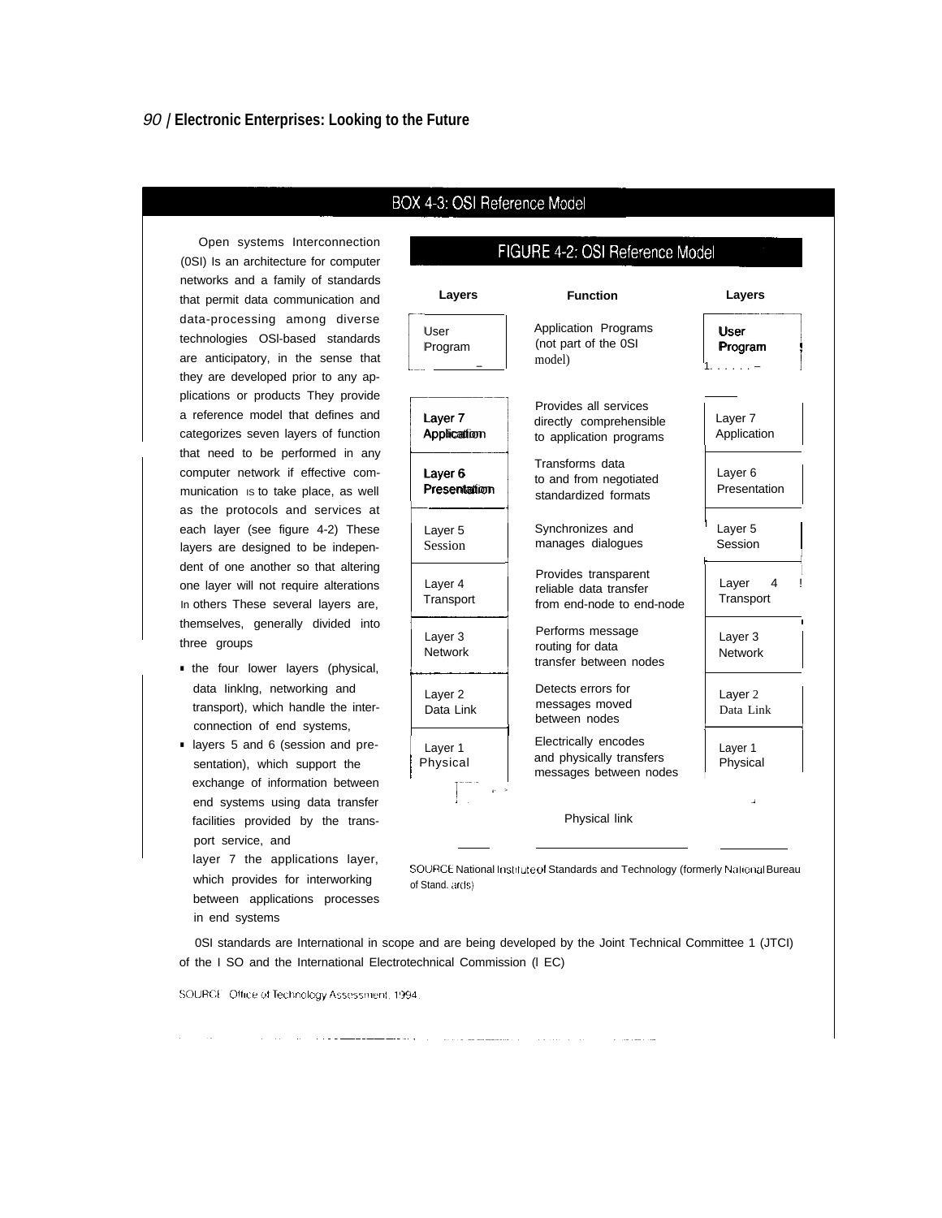## BOX 4-3: OSI Reference Model

Open systems Interconnection (0SI) Is an architecture for computer networks and a family of standards that permit data communication and data-processing among diverse technologies OSl-based standards are anticipatory, in the sense that they are developed prior to any applications or products They provide a reference model that defines and categorizes seven layers of function that need to be performed in any computer network if effective communication is to take place, as well as the protocols and services at each layer (see figure 4-2) These layers are designed to be independent of one another so that altering one layer will not require alterations In others These several layers are, themselves, generally divided into three groups

- the four lower layers (physical, data linkIng, networking and transport), which handle the interconnection of end systems,
- layers 5 and 6 (session and presentation), which support the exchange of information between end systems using data transfer facilities provided by the transport service, and
- layer 7 the applications layer, which provides for interworking between applications processes in end systems

### FIGURE 4-2: OSI Reference Model

| Layers | Function | Layers |
|---|---|---|
| User Program | Application Programs (not part of the 0SI model) | User Program |
| Layer 7 Application | Provides all services directly comprehensible to application programs | Layer 7 Application |
| Layer 6 Presentation | Transforms data to and from negotiated standardized formats | Layer 6 Presentation |
| Layer 5 Session | Synchronizes and manages dialogues | Layer 5 Session |
| Layer 4 Transport | Provides transparent reliable data transfer from end-node to end-node | Layer 4 Transport |
| Layer 3 Network | Performs message routing for data transfer between nodes | Layer 3 Network |
| Layer 2 Data Link | Detects errors for messages moved between nodes | Layer 2 Data Link |
| Layer 1 Physical | Electrically encodes and physically transfers messages between nodes | Layer 1 Physical |
| | Physical link | |

SOURCE National Institute of Standards and Technology (formerly National Bureau of Standards)

0SI standards are International in scope and are being developed by the Joint Technical Committee 1 (JTCI) of the I SO and the International Electrotechnical Commission (I EC)

SOURCE Office of Technology Assessment, 1994.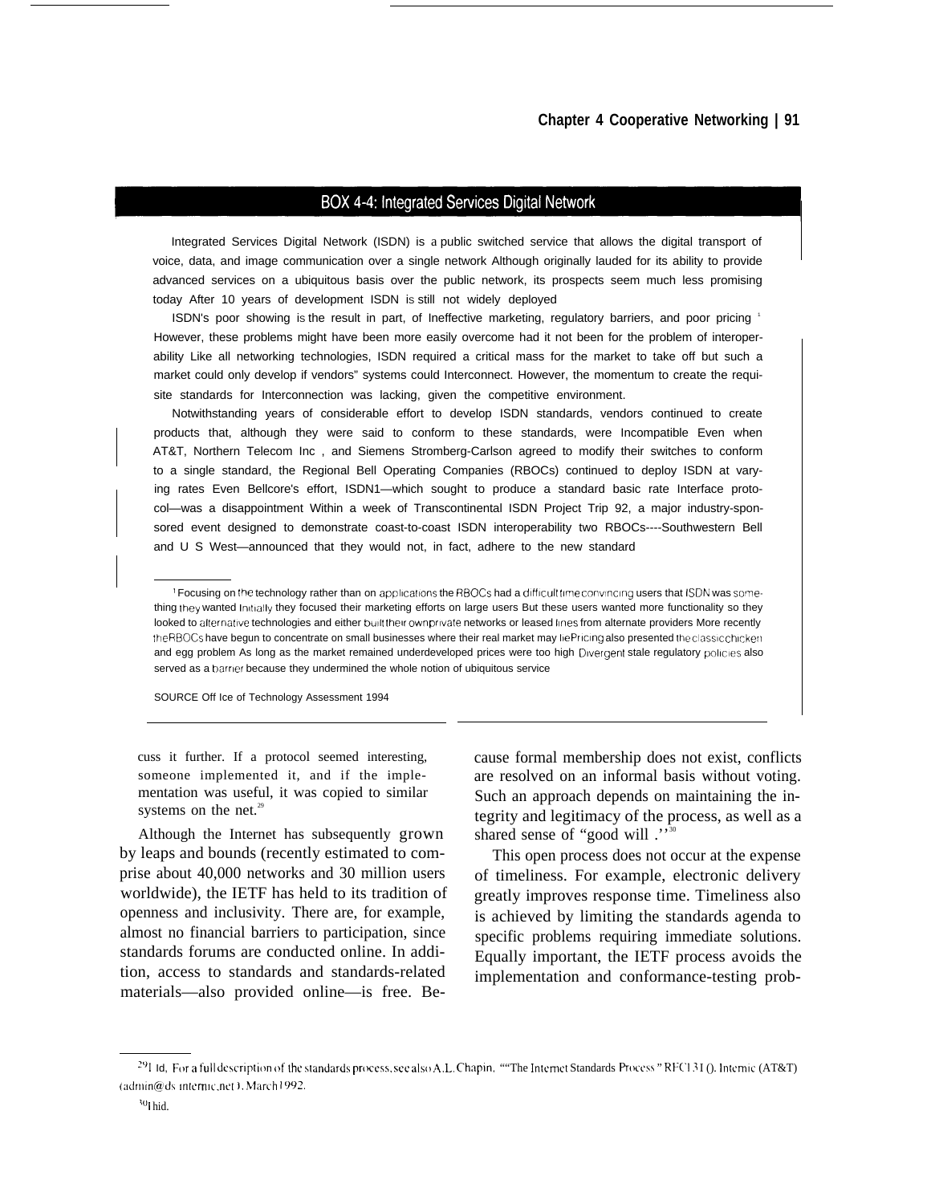## BOX 4-4: Integrated Services Digital Network

Integrated Services Digital Network (ISDN) is a public switched service that allows the digital transport of voice, data, and image communication over a single network Although originally lauded for its ability to provide advanced services on a ubiquitous basis over the public network, its prospects seem much less promising today After 10 years of development ISDN is still not widely deployed

ISDN's poor showing is the result in part, of Ineffective marketing, regulatory barriers, and poor pricing [1] However, these problems might have been more easily overcome had it not been for the problem of interoperability Like all networking technologies, ISDN required a critical mass for the market to take off but such a market could only develop if vendors" systems could Interconnect. However, the momentum to create the requisite standards for Interconnection was lacking, given the competitive environment.

Notwithstanding years of considerable effort to develop ISDN standards, vendors continued to create products that, although they were said to conform to these standards, were Incompatible Even when AT&T, Northern Telecom Inc , and Siemens Stromberg-Carlson agreed to modify their switches to conform to a single standard, the Regional Bell Operating Companies (RBOCs) continued to deploy ISDN at varying rates Even Bellcore's effort, ISDN1—which sought to produce a standard basic rate Interface protocol—was a disappointment Within a week of Transcontinental ISDN Project Trip 92, a major industry-sponsored event designed to demonstrate coast-to-coast ISDN interoperability two RBOCs----Southwestern Bell and U S West—announced that they would not, in fact, adhere to the new standard

[1] Focusing on the technology rather than on applications the RBOCs had a difficult time convincing users that ISDN was something they wanted Initially they focused their marketing efforts on large users But these users wanted more functionality so they looked to alternative technologies and either built their own private networks or leased lines from alternate providers More recently the RBOCs have begun to concentrate on small businesses where their real market may lie Pricing also presented the classic chicken and egg problem As long as the market remained underdeveloped prices were too high Divergent stale regulatory policies also served as a barrier because they undermined the whole notion of ubiquitous service

SOURCE Off Ice of Technology Assessment 1994

cuss it further. If a protocol seemed interesting, someone implemented it, and if the implementation was useful, it was copied to similar systems on the net.[29]

Although the Internet has subsequently grown by leaps and bounds (recently estimated to comprise about 40,000 networks and 30 million users worldwide), the IETF has held to its tradition of openness and inclusivity. There are, for example, almost no financial barriers to participation, since standards forums are conducted online. In addition, access to standards and standards-related materials—also provided online—is free. Because formal membership does not exist, conflicts are resolved on an informal basis without voting. Such an approach depends on maintaining the integrity and legitimacy of the process, as well as a shared sense of "good will .''[30]

This open process does not occur at the expense of timeliness. For example, electronic delivery greatly improves response time. Timeliness also is achieved by limiting the standards agenda to specific problems requiring immediate solutions. Equally important, the IETF process avoids the implementation and conformance-testing prob-

[29] Id, For a full description of the standards process, see also A.L. Chapin, ""The Internet Standards Process" RFC131 (). Internic (AT&T) (admin@ds internic.net ). March 1992.

[30] Ibid.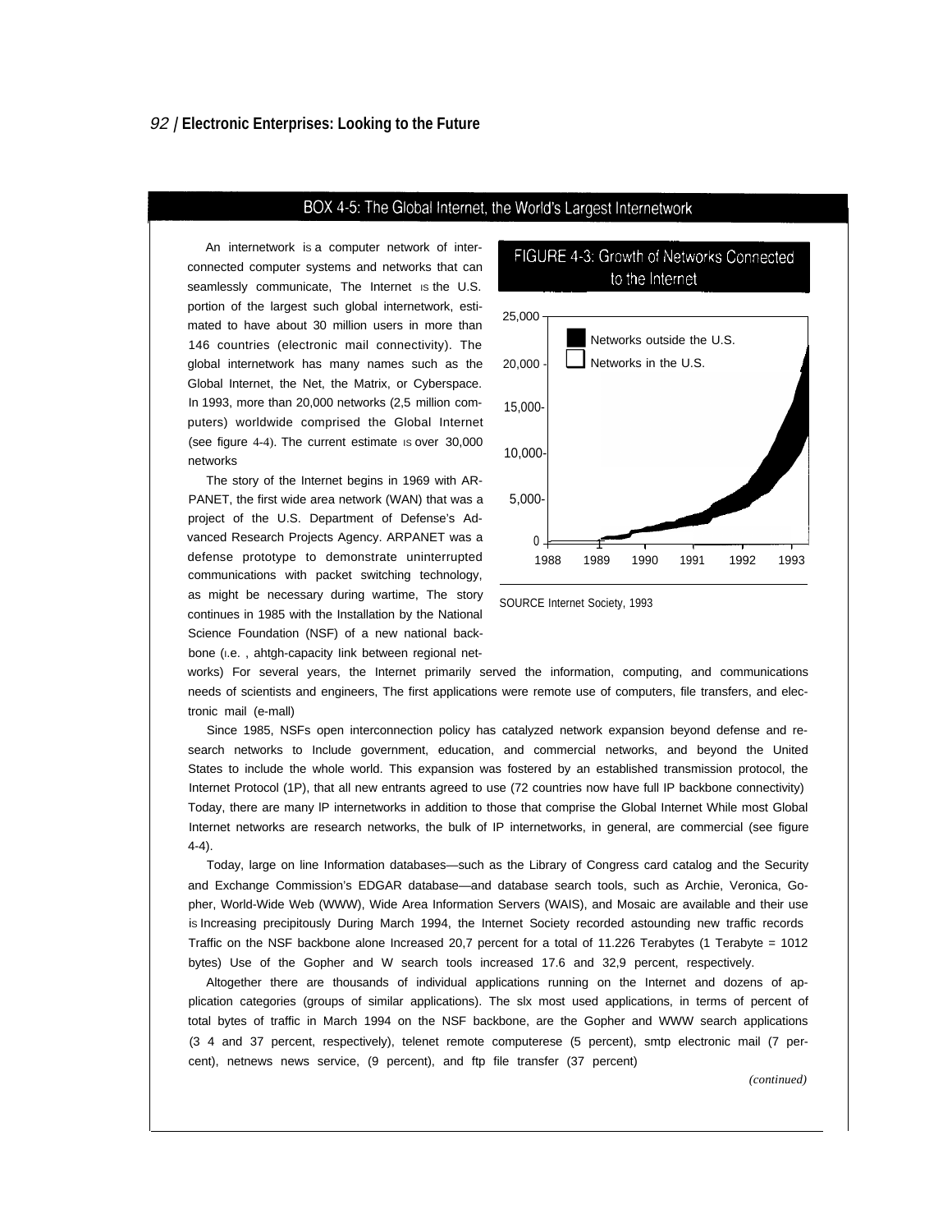## BOX 4-5: The Global Internet, the World's Largest Internetwork

An internetwork is a computer network of interconnected computer systems and networks that can seamlessly communicate, The Internet is the U.S. portion of the largest such global internetwork, estimated to have about 30 million users in more than 146 countries (electronic mail connectivity). The global internetwork has many names such as the Global Internet, the Net, the Matrix, or Cyberspace. In 1993, more than 20,000 networks (2,5 million computers) worldwide comprised the Global Internet (see figure 4-4). The current estimate is over 30,000 networks

FIGURE 4-3: Growth of Networks Connected to the Internet

SOURCE Internet Society, 1993

The story of the Internet begins in 1969 with ARPANET, the first wide area network (WAN) that was a project of the U.S. Department of Defense's Advanced Research Projects Agency. ARPANET was a defense prototype to demonstrate uninterrupted communications with packet switching technology, as might be necessary during wartime, The story continues in 1985 with the Installation by the National Science Foundation (NSF) of a new national backbone (i.e. , ahtgh-capacity link between regional networks) For several years, the Internet primarily served the information, computing, and communications needs of scientists and engineers, The first applications were remote use of computers, file transfers, and electronic mail (e-mall)

Since 1985, NSFs open interconnection policy has catalyzed network expansion beyond defense and research networks to Include government, education, and commercial networks, and beyond the United States to include the whole world. This expansion was fostered by an established transmission protocol, the Internet Protocol (1P), that all new entrants agreed to use (72 countries now have full IP backbone connectivity) Today, there are many lP internetworks in addition to those that comprise the Global Internet While most Global Internet networks are research networks, the bulk of IP internetworks, in general, are commercial (see figure 4-4).

Today, large on line Information databases—such as the Library of Congress card catalog and the Security and Exchange Commission's EDGAR database—and database search tools, such as Archie, Veronica, Gopher, World-Wide Web (WWW), Wide Area Information Servers (WAIS), and Mosaic are available and their use is Increasing precipitously During March 1994, the Internet Society recorded astounding new traffic records Traffic on the NSF backbone alone Increased 20,7 percent for a total of 11.226 Terabytes (1 Terabyte = 1012 bytes) Use of the Gopher and W search tools increased 17.6 and 32,9 percent, respectively.

Altogether there are thousands of individual applications running on the Internet and dozens of application categories (groups of similar applications). The slx most used applications, in terms of percent of total bytes of traffic in March 1994 on the NSF backbone, are the Gopher and WWW search applications (3 4 and 37 percent, respectively), telenet remote computerese (5 percent), smtp electronic mail (7 percent), netnews news service, (9 percent), and ftp file transfer (37 percent)

*(continued)*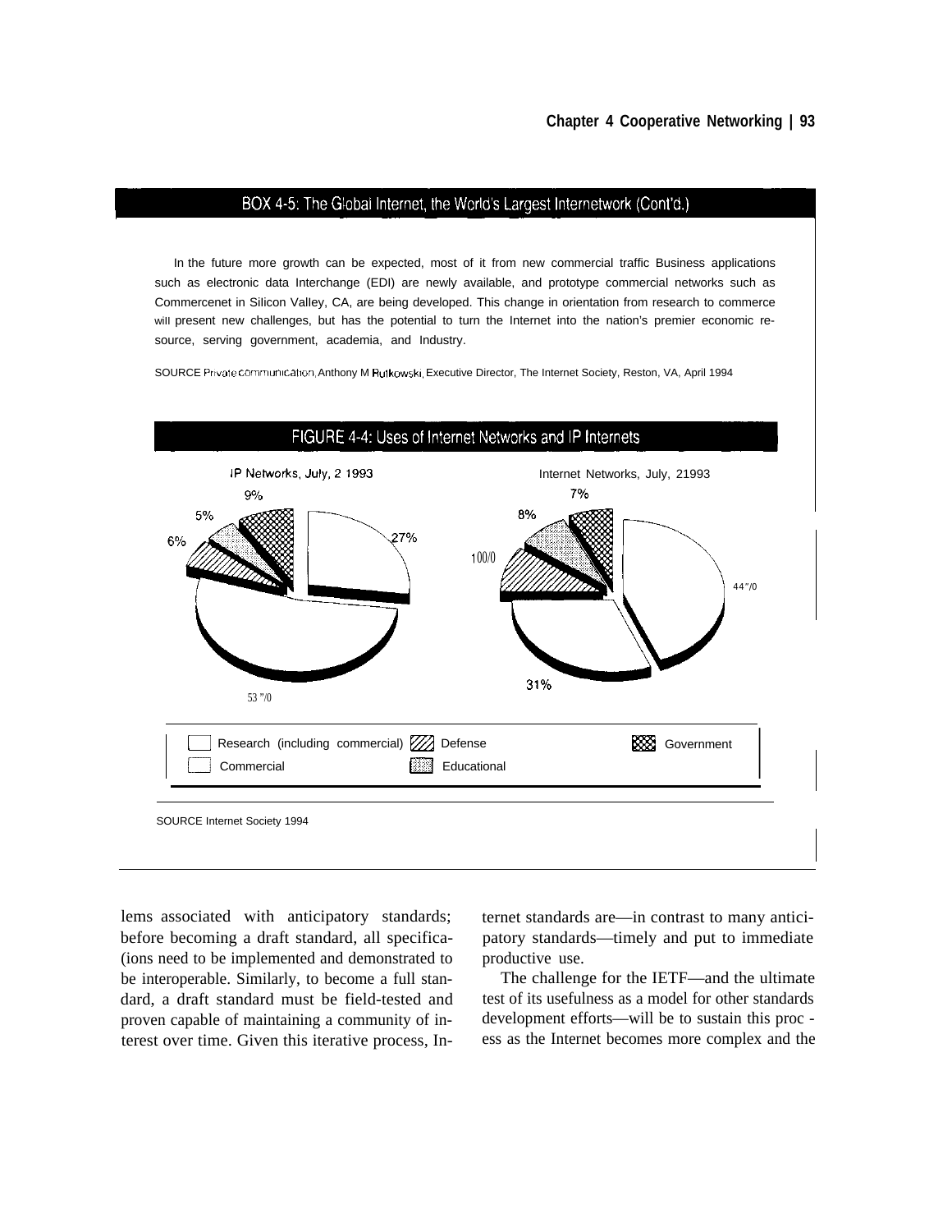## BOX 4-5: The Global Internet, the World's Largest Internetwork (Cont'd.)

In the future more growth can be expected, most of it from new commercial traffic Business applications such as electronic data Interchange (EDI) are newly available, and prototype commercial networks such as Commercenet in Silicon Valley, CA, are being developed. This change in orientation from research to commerce will present new challenges, but has the potential to turn the Internet into the nation's premier economic resource, serving government, academia, and Industry.

SOURCE Private communication, Anthony M Rutkowski, Executive Director, The Internet Society, Reston, VA, April 1994

## FIGURE 4-4: Uses of Internet Networks and IP Internets

IP Networks, July, 2 1993

9%
5%
6%
27%
53 "/0

Internet Networks, July, 21993

7%
8%
100/0
44"/0
31%

Research (including commercial) | Defense | Government
Commercial | Educational

SOURCE Internet Society 1994

lems associated with anticipatory standards; before becoming a draft standard, all specifica- (ions need to be implemented and demonstrated to be interoperable. Similarly, to become a full standard, a draft standard must be field-tested and proven capable of maintaining a community of interest over time. Given this iterative process, Internet standards are—in contrast to many anticipatory standards—timely and put to immediate productive use.

The challenge for the IETF—and the ultimate test of its usefulness as a model for other standards development efforts—will be to sustain this proc - ess as the Internet becomes more complex and the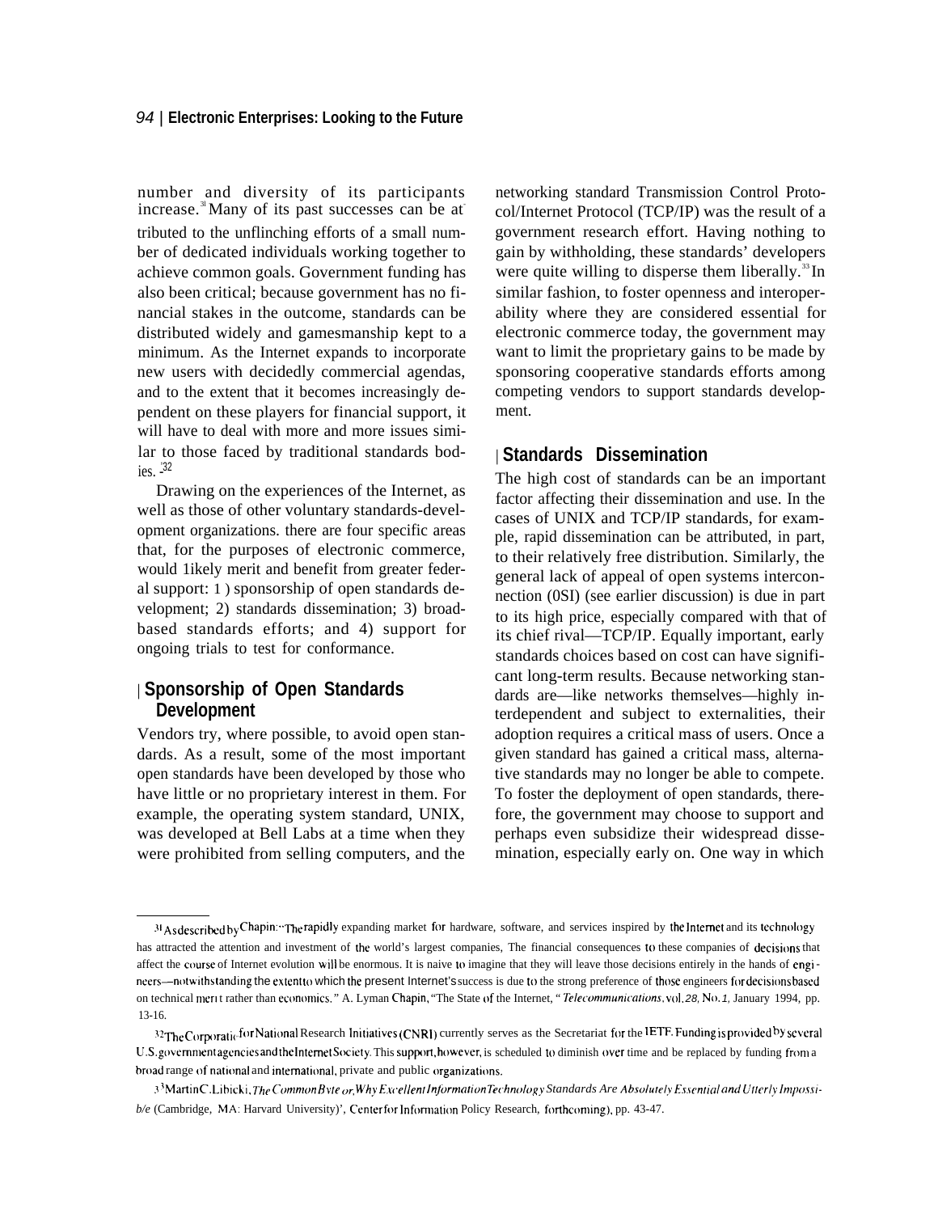number and diversity of its participants increase.[31] Many of its past successes can be attributed to the unflinching efforts of a small number of dedicated individuals working together to achieve common goals. Government funding has also been critical; because government has no financial stakes in the outcome, standards can be distributed widely and gamesmanship kept to a minimum. As the Internet expands to incorporate new users with decidedly commercial agendas, and to the extent that it becomes increasingly dependent on these players for financial support, it will have to deal with more and more issues similar to those faced by traditional standards bodies.[32]

Drawing on the experiences of the Internet, as well as those of other voluntary standards-development organizations. there are four specific areas that, for the purposes of electronic commerce, would likely merit and benefit from greater federal support: 1) sponsorship of open standards development; 2) standards dissemination; 3) broad-based standards efforts; and 4) support for ongoing trials to test for conformance.

## Sponsorship of Open Standards Development

Vendors try, where possible, to avoid open standards. As a result, some of the most important open standards have been developed by those who have little or no proprietary interest in them. For example, the operating system standard, UNIX, was developed at Bell Labs at a time when they were prohibited from selling computers, and the networking standard Transmission Control Protocol/Internet Protocol (TCP/IP) was the result of a government research effort. Having nothing to gain by withholding, these standards' developers were quite willing to disperse them liberally.[33] In similar fashion, to foster openness and interoperability where they are considered essential for electronic commerce today, the government may want to limit the proprietary gains to be made by sponsoring cooperative standards efforts among competing vendors to support standards development.

## Standards Dissemination

The high cost of standards can be an important factor affecting their dissemination and use. In the cases of UNIX and TCP/IP standards, for example, rapid dissemination can be attributed, in part, to their relatively free distribution. Similarly, the general lack of appeal of open systems interconnection (OSI) (see earlier discussion) is due in part to its high price, especially compared with that of its chief rival—TCP/IP. Equally important, early standards choices based on cost can have significant long-term results. Because networking standards are—like networks themselves—highly interdependent and subject to externalities, their adoption requires a critical mass of users. Once a given standard has gained a critical mass, alternative standards may no longer be able to compete. To foster the deployment of open standards, therefore, the government may choose to support and perhaps even subsidize their widespread dissemination, especially early on. One way in which

---

[31] As described by Chapin: "The rapidly expanding market for hardware, software, and services inspired by the Internet and its technology has attracted the attention and investment of the world's largest companies, The financial consequences to these companies of decisions that affect the course of Internet evolution will be enormous. It is naive to imagine that they will leave those decisions entirely in the hands of engineers—notwithstanding the extent to which the present Internet's success is due to the strong preference of those engineers for decisions based on technical merit rather than economics." A. Lyman Chapin, "The State of the Internet," *Telecommunications*, vol. *28*, No. *1*, January 1994, pp. 13-16.

[32] The Corporation for National Research Initiatives (CNRI) currently serves as the Secretariat for the IETF. Funding is provided by several U.S. government agencies and the Internet Society. This support, however, is scheduled to diminish over time and be replaced by funding from a broad range of national and international, private and public organizations.

[33] Martin C. Libicki, *The Common Byte or, Why Excellent Information Technology Standards Are Absolutely Essential and Utterly Impossible* (Cambridge, MA: Harvard University)', Center for Information Policy Research, forthcoming), pp. 43-47.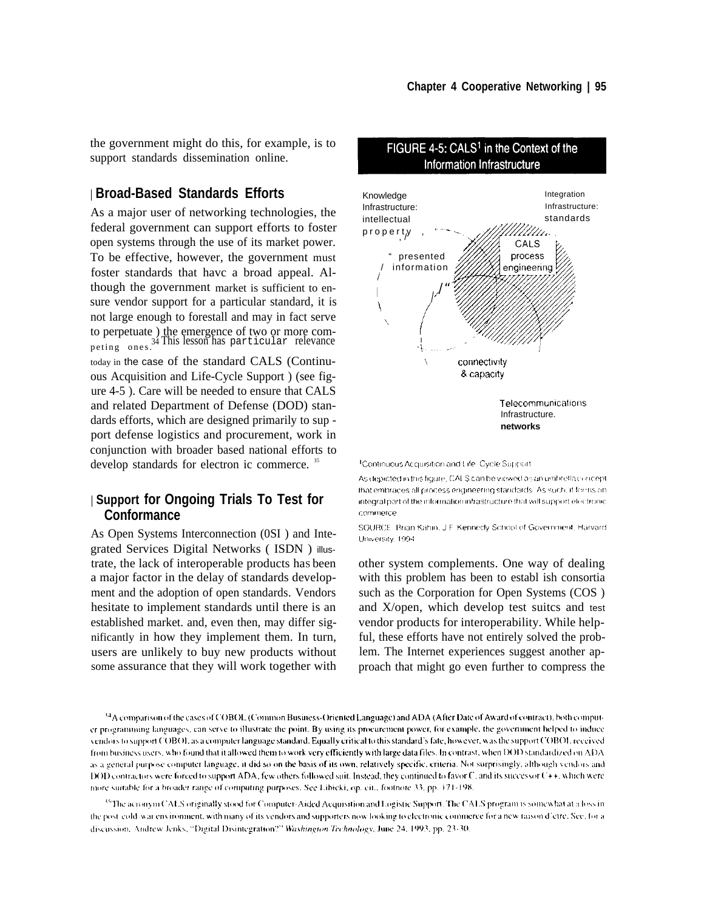the government might do this, for example, is to support standards dissemination online.

## Broad-Based Standards Efforts

As a major user of networking technologies, the federal government can support efforts to foster open systems through the use of its market power. To be effective, however, the government must foster standards that havc a broad appeal. Although the government market is sufficient to ensure vendor support for a particular standard, it is not large enough to forestall and may in fact serve to perpetuate ) the emergence of two or more competing ones.[34] This lesson has particular relevance today in the case of the standard CALS (Continuous Acquisition and Life-Cycle Support ) (see figure 4-5 ). Care will be needed to ensure that CALS and related Department of Defense (DOD) standards efforts, which are designed primarily to support defense logistics and procurement, work in conjunction with broader based national efforts to develop standards for electron ic commerce.[35]

## Support for Ongoing Trials To Test for Conformance

As Open Systems Interconnection (0SI ) and Integrated Services Digital Networks ( ISDN ) illustrate, the lack of interoperable products has been a major factor in the delay of standards development and the adoption of open standards. Vendors hesitate to implement standards until there is an established market. and, even then, may differ significantly in how they implement them. In turn, users are unlikely to buy new products without some assurance that they will work together with other system complements. One way of dealing with this problem has been to establ ish consortia such as the Corporation for Open Systems (COS ) and X/open, which develop test suitcs and test vendor products for interoperability. While helpful, these efforts have not entirely solved the problem. The Internet experiences suggest another approach that might go even further to compress the

**FIGURE 4-5: CALS[1] in the Context of the Information Infrastructure**

Knowledge Infrastructure: intellectual property — presented information

Integration Infrastructure: standards — CALS process engineering

Telecommunications Infrastructure. networks — connectivity & capacity

[1]Continuous Acquisition and Life Cycle Support

As depicted in this figure, CALS can be viewed as an umbrella concept that embraces all process engineering standards. As such, it forms an integral part of the information infrastructure that will support electronic commerce.

SOURCE: Brian Kahin, J.F. Kennedy School of Government, Harvard University, 1994.

---

[34] A comparison of the cases of COBOL (Common Business-Oriented Language) and ADA (After Date of Award of contract), both computer programming languages, can serve to illustrate the point. By using its procurement power, for example, the government helped to induce vendors to support COBOL as a computer language standard. Equally critical to this standard's fate, however, was the support COBOL received from business users, who found that it allowed them to work very efficiently with large data files. In contrast, when DOD standardized on ADA as a general purpose computer language, it did so on the basis of its own, relatively specific, criteria. Not surprisingly, although vendors and DOD contractors were forced to support ADA, few others followed suit. Instead, they continued to favor C, and its successor C++, which were more suitable for a broader range of computing purposes. See Libicki, op. cit., footnote 33, pp. 171-198.

[35] The acronym CALS originally stood for Computer-Aided Acquisition and Logistic Support. The CALS program is somewhat at a loss in the post cold-war environment, with many of its vendors and supporters now looking to electronic commerce for a new raison d'etre. See, for a discussion, Andrew Jenks, "Digital Disintegration?" *Washington Technology*, June 24, 1993, pp. 23-30.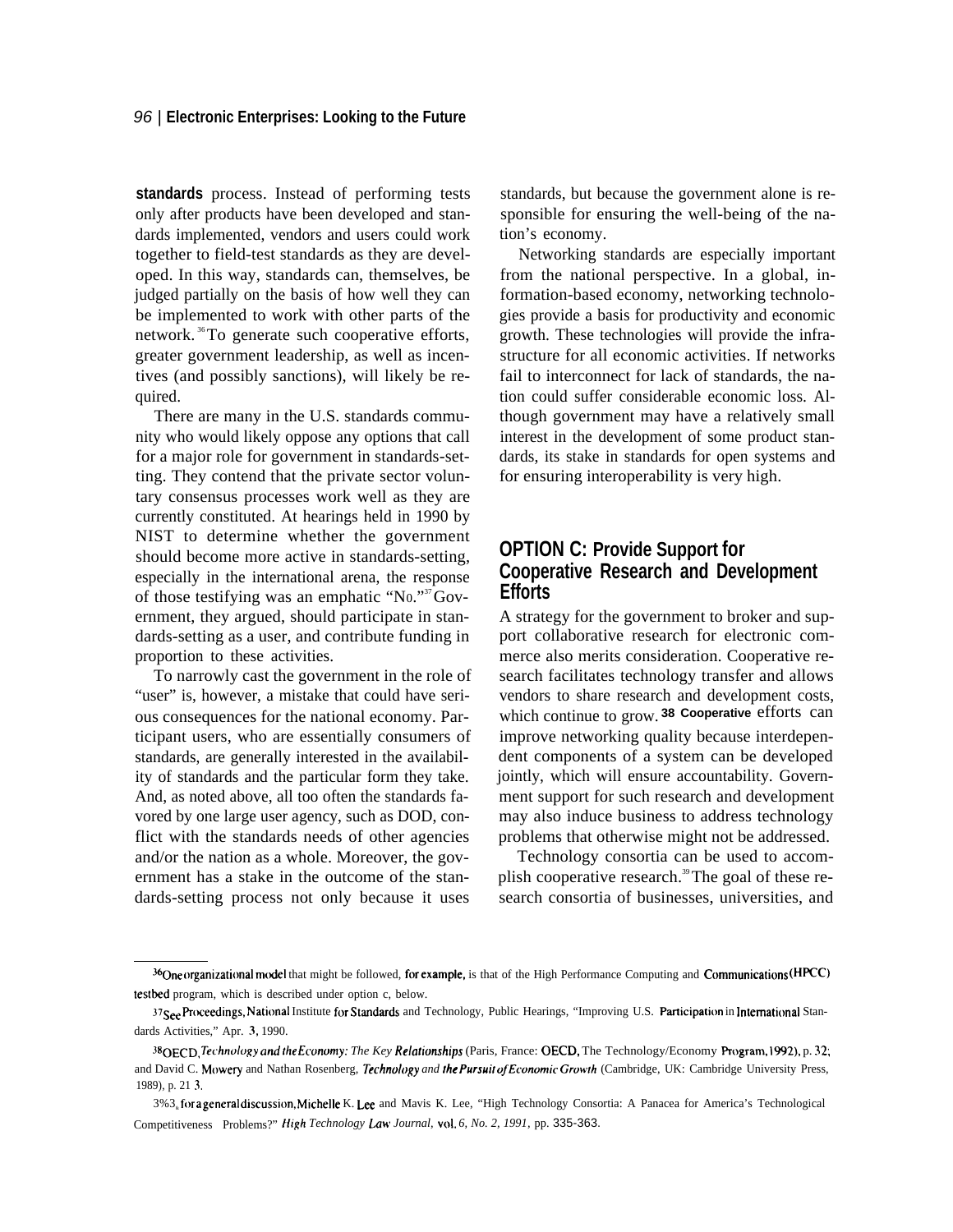**standards** process. Instead of performing tests only after products have been developed and standards implemented, vendors and users could work together to field-test standards as they are developed. In this way, standards can, themselves, be judged partially on the basis of how well they can be implemented to work with other parts of the network.[36] To generate such cooperative efforts, greater government leadership, as well as incentives (and possibly sanctions), will likely be required.

There are many in the U.S. standards community who would likely oppose any options that call for a major role for government in standards-setting. They contend that the private sector voluntary consensus processes work well as they are currently constituted. At hearings held in 1990 by NIST to determine whether the government should become more active in standards-setting, especially in the international arena, the response of those testifying was an emphatic "No."[37] Government, they argued, should participate in standards-setting as a user, and contribute funding in proportion to these activities.

To narrowly cast the government in the role of "user" is, however, a mistake that could have serious consequences for the national economy. Participant users, who are essentially consumers of standards, are generally interested in the availability of standards and the particular form they take. And, as noted above, all too often the standards favored by one large user agency, such as DOD, conflict with the standards needs of other agencies and/or the nation as a whole. Moreover, the government has a stake in the outcome of the standards-setting process not only because it uses standards, but because the government alone is responsible for ensuring the well-being of the nation's economy.

Networking standards are especially important from the national perspective. In a global, information-based economy, networking technologies provide a basis for productivity and economic growth. These technologies will provide the infrastructure for all economic activities. If networks fail to interconnect for lack of standards, the nation could suffer considerable economic loss. Although government may have a relatively small interest in the development of some product standards, its stake in standards for open systems and for ensuring interoperability is very high.

## OPTION C: Provide Support for Cooperative Research and Development Efforts

A strategy for the government to broker and support collaborative research for electronic commerce also merits consideration. Cooperative research facilitates technology transfer and allows vendors to share research and development costs, which continue to grow.[38] Cooperative efforts can improve networking quality because interdependent components of a system can be developed jointly, which will ensure accountability. Government support for such research and development may also induce business to address technology problems that otherwise might not be addressed.

Technology consortia can be used to accomplish cooperative research.[39] The goal of these research consortia of businesses, universities, and

---

[36] One organizational model that might be followed, for example, is that of the High Performance Computing and Communications (HPCC) testbed program, which is described under option c, below.

[37] See Proceedings, National Institute for Standards and Technology, Public Hearings, "Improving U.S. Participation in International Standards Activities," Apr. 3, 1990.

[38] OECD, *Technology and the Economy: The Key Relationships* (Paris, France: OECD, The Technology/Economy Program, 1992), p. 32; and David C. Mowery and Nathan Rosenberg, *Technology and the Pursuit of Economic Growth* (Cambridge, UK: Cambridge University Press, 1989), p. 213.

[39] See, for a general discussion, Michelle K. Lee and Mavis K. Lee, "High Technology Consortia: A Panacea for America's Technological Competitiveness Problems?" *High Technology Law Journal*, vol. 6, No. 2, 1991, pp. 335-363.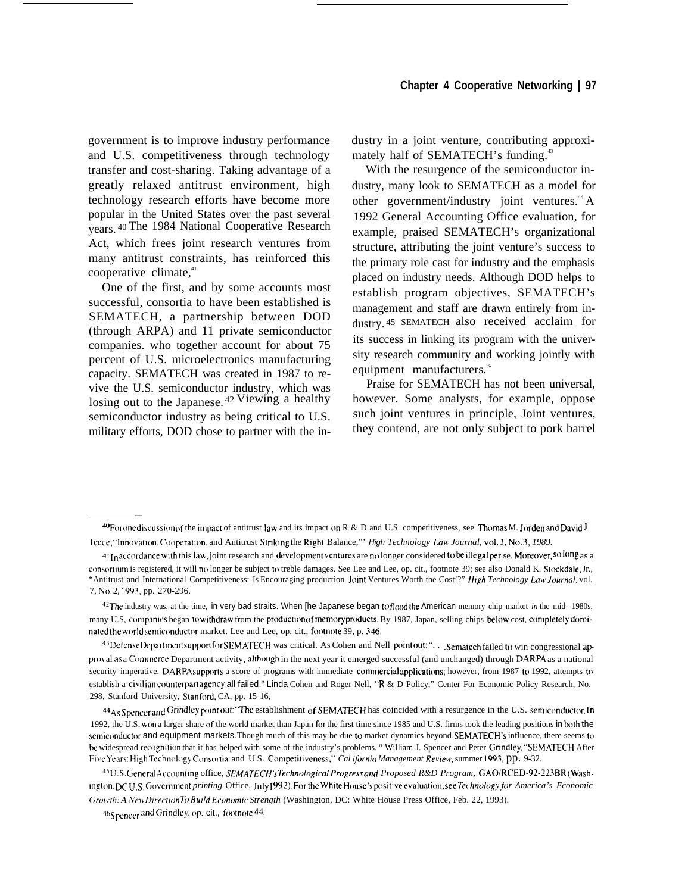government is to improve industry performance and U.S. competitiveness through technology transfer and cost-sharing. Taking advantage of a greatly relaxed antitrust environment, high technology research efforts have become more popular in the United States over the past several years.[40] The 1984 National Cooperative Research Act, which frees joint research ventures from many antitrust constraints, has reinforced this cooperative climate,[41]

One of the first, and by some accounts most successful, consortia to have been established is SEMATECH, a partnership between DOD (through ARPA) and 11 private semiconductor companies. who together account for about 75 percent of U.S. microelectronics manufacturing capacity. SEMATECH was created in 1987 to revive the U.S. semiconductor industry, which was losing out to the Japanese.[42] Viewing a healthy semiconductor industry as being critical to U.S. military efforts, DOD chose to partner with the industry in a joint venture, contributing approximately half of SEMATECH's funding.[43]

With the resurgence of the semiconductor industry, many look to SEMATECH as a model for other government/industry joint ventures.[44] A 1992 General Accounting Office evaluation, for example, praised SEMATECH's organizational structure, attributing the joint venture's success to the primary role cast for industry and the emphasis placed on industry needs. Although DOD helps to establish program objectives, SEMATECH's management and staff are drawn entirely from industry.[45] SEMATECH also received acclaim for its success in linking its program with the university research community and working jointly with equipment manufacturers.[46]

Praise for SEMATECH has not been universal, however. Some analysts, for example, oppose such joint ventures in principle, Joint ventures, they contend, are not only subject to pork barrel

---

[40] For one discussion of the impact of antitrust law and its impact on R & D and U.S. competitiveness, see Thomas M. Jorden and David J. Teece, "Innovation, Cooperation, and Antitrust Striking the Right Balance,"' *High Technology Law Journal*, vol. *1,* No. 3, *1989.*

[41] In accordance with this law, joint research and development ventures are no longer considered to be illegal per se. Moreover, so long as a consortium is registered, it will no longer be subject to treble damages. See Lee and Lee, op. cit., footnote 39; see also Donald K. Stockdale, Jr., "Antitrust and International Competitiveness: Is Encouraging production Joint Ventures Worth the Cost'?" *High Technology Law Journal*, vol. 7, No. 2, 1993, pp. 270-296.

[42] The industry was, at the time, in very bad straits. When [he Japanese began to flood the American memory chip market *in* the mid- 1980s, many U.S, companies began to withdraw from the production of memory products. By 1987, Japan, selling chips below cost, completely dominated the world semiconductor market. Lee and Lee, op. cit., footnote 39, p. 346.

[43] Defense Department support for SEMATECH was critical. As Cohen and Nell point out: ". . .Sematech failed to win congressional approval as a Commerce Department activity, although in the next year it emerged successful (and unchanged) through DARPA as a national security imperative. DARPA supports a score of programs with immediate commercial applications; however, from 1987 to 1992, attempts to establish a civilian counterpart agency all failed." Linda Cohen and Roger Nell, "R & D Policy," Center For Economic Policy Research, No. 298, Stanford University, Stanford, CA, pp. 15-16,

[44] As Spencer and Grindley point out: "The establishment of SEMATECH has coincided with a resurgence in the U.S. semiconductor. In 1992, the U.S. won a larger share of the world market than Japan for the first time since 1985 and U.S. firms took the leading positions in both the semiconductor and equipment markets. Though much of this may be due to market dynamics beyond SEMATECH's influence, there seems to be widespread recognition that it has helped with some of the industry's problems. " William J. Spencer and Peter Grindley, "SEMATECH After Five Years: High Technology Consortia and U.S. Competitiveness," *California Management Review*, summer 1993, pp. 9-32.

[45] U.S. General Accounting office, *SEMATECH's Technological Progress and Proposed R&D Program*, GAO/RCED-92-223BR (Washington, DC U.S. Government *printing* Office, July 1992). For the White House's positive evaluation, see *Technology for America's Economic Growth: A New Direction To Build Economic Strength* (Washington, DC: White House Press Office, Feb. 22, 1993).

[46] Spencer and Grindley, op. cit., footnote 44.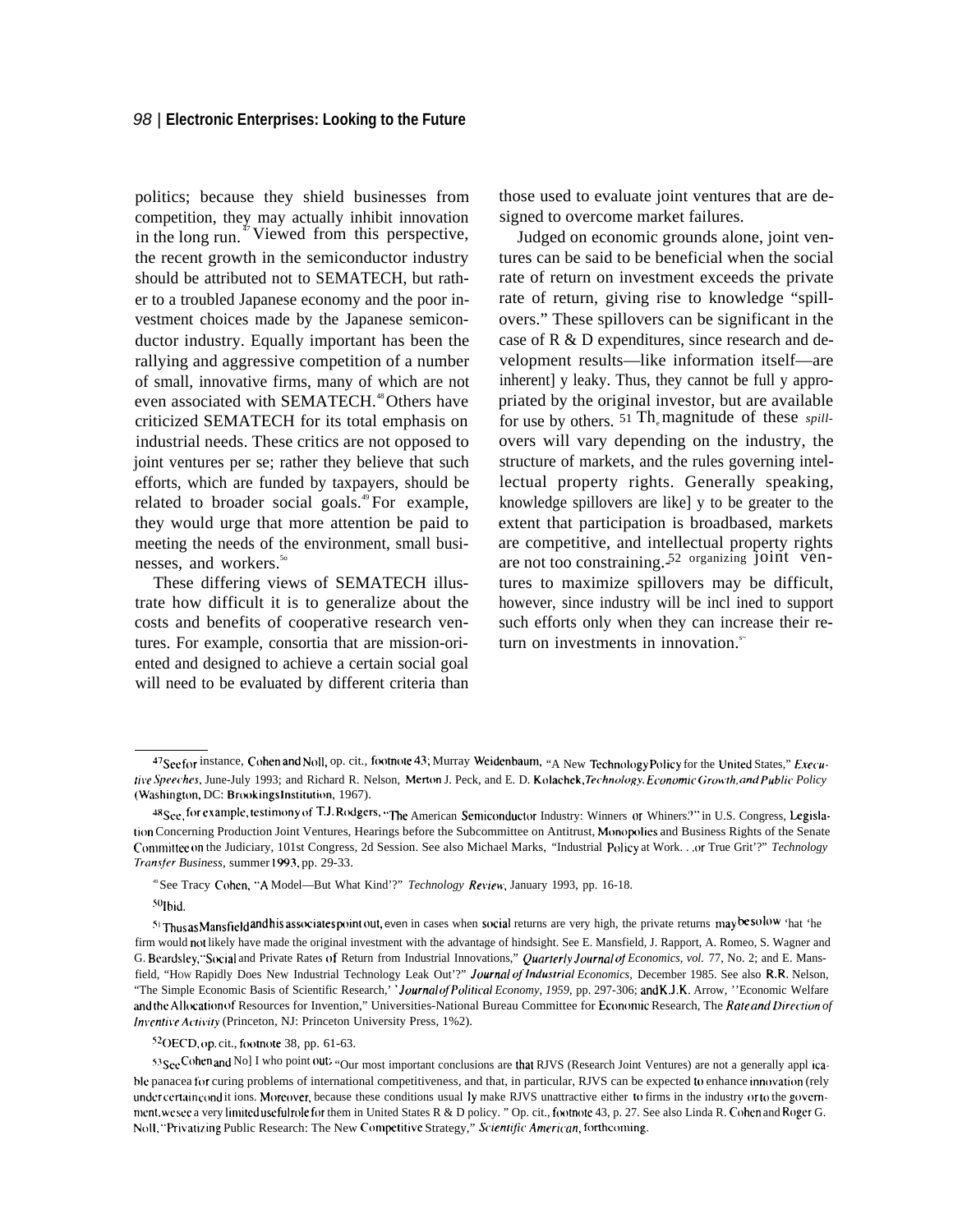politics; because they shield businesses from competition, they may actually inhibit innovation in the long run.[47] Viewed from this perspective, the recent growth in the semiconductor industry should be attributed not to SEMATECH, but rather to a troubled Japanese economy and the poor investment choices made by the Japanese semiconductor industry. Equally important has been the rallying and aggressive competition of a number of small, innovative firms, many of which are not even associated with SEMATECH.[48] Others have criticized SEMATECH for its total emphasis on industrial needs. These critics are not opposed to joint ventures per se; rather they believe that such efforts, which are funded by taxpayers, should be related to broader social goals.[49] For example, they would urge that more attention be paid to meeting the needs of the environment, small businesses, and workers.[50]

These differing views of SEMATECH illustrate how difficult it is to generalize about the costs and benefits of cooperative research ventures. For example, consortia that are mission-oriented and designed to achieve a certain social goal will need to be evaluated by different criteria than those used to evaluate joint ventures that are designed to overcome market failures.

Judged on economic grounds alone, joint ventures can be said to be beneficial when the social rate of return on investment exceeds the private rate of return, giving rise to knowledge "spillovers." These spillovers can be significant in the case of R & D expenditures, since research and development results—like information itself—are inherently leaky. Thus, they cannot be fully appropriated by the original investor, but are available for use by others.[51] The magnitude of these spillovers will vary depending on the industry, the structure of markets, and the rules governing intellectual property rights. Generally speaking, knowledge spillovers are likely to be greater to the extent that participation is broadbased, markets are competitive, and intellectual property rights are not too constraining.[52] Organizing joint ventures to maximize spillovers may be difficult, however, since industry will be inclined to support such efforts only when they can increase their return on investments in innovation.[53]

---

[47] See for instance, Cohen and Noll, op. cit., footnote 43; Murray Weidenbaum, "A New Technology Policy for the United States," *Executive Speeches*, June-July 1993; and Richard R. Nelson, Merton J. Peck, and E. D. Kolachek, *Technology, Economic Growth, and Public Policy* (Washington, DC: Brookings Institution, 1967).

[48] See, for example, testimony of T.J. Rodgers, "The American Semiconductor Industry: Winners or Whiners?" in U.S. Congress, Legislation Concerning Production Joint Ventures, Hearings before the Subcommittee on Antitrust, Monopolies and Business Rights of the Senate Committee on the Judiciary, 101st Congress, 2d Session. See also Michael Marks, "Industrial Policy at Work. . .or True Grit'?" *Technology Transfer Business*, summer 1993, pp. 29-33.

[49] See Tracy Cohen, "A Model—But What Kind'?" *Technology Review*, January 1993, pp. 16-18.

[50] Ibid.

[51] Thus as Mansfield and his associates point out, even in cases when social returns are very high, the private returns may be so low that the firm would not likely have made the original investment with the advantage of hindsight. See E. Mansfield, J. Rapport, A. Romeo, S. Wagner and G. Beardsley, "Social and Private Rates of Return from Industrial Innovations," *Quarterly Journal of Economics, vol.* 77, No. 2; and E. Mansfield, "How Rapidly Does New Industrial Technology Leak Out'?" *Journal of Industrial Economics*, December 1985. See also R.R. Nelson, "The Simple Economic Basis of Scientific Research,' '*Journal of Political Economy, 1959,* pp. 297-306; and K.J.K. Arrow, ''Economic Welfare and the Allocation of Resources for Invention," Universities-National Bureau Committee for Economic Research, The *Rate and Direction of Inventive Activity* (Princeton, NJ: Princeton University Press, 1%2).

[52] OECD, op. cit., footnote 38, pp. 61-63.

[53] See Cohen and Noll who point out; "Our most important conclusions are that RJVS (Research Joint Ventures) are not a generally applicable panacea for curing problems of international competitiveness, and that, in particular, RJVS can be expected to enhance innovation (rely under certain conditions. Moreover, because these conditions usually make RJVS unattractive either to firms in the industry or to the government, we see a very limited useful role for them in United States R & D policy. " Op. cit., footnote 43, p. 27. See also Linda R. Cohen and Roger G. Noll, "Privatizing Public Research: The New Competitive Strategy," *Scientific American*, forthcoming.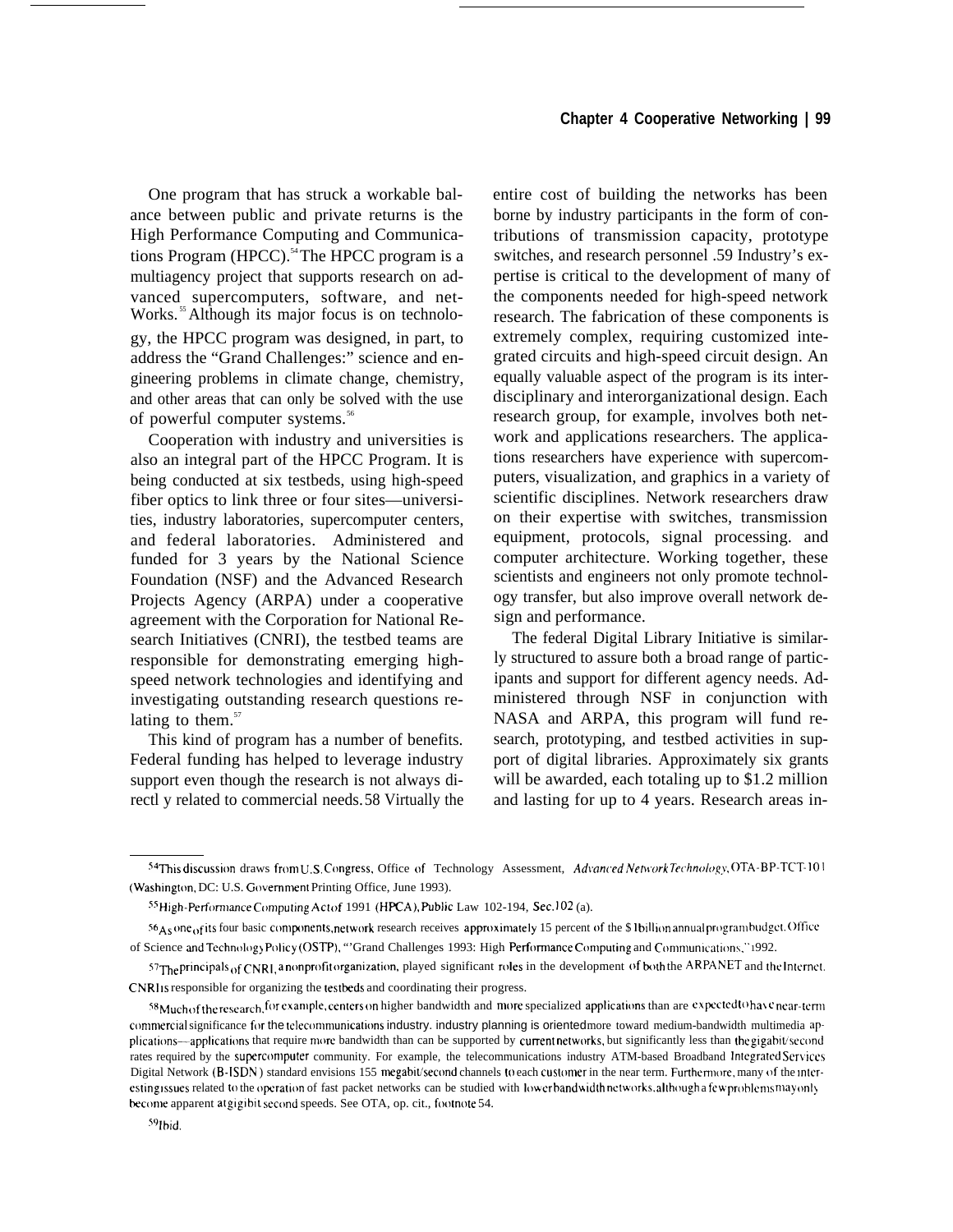One program that has struck a workable balance between public and private returns is the High Performance Computing and Communications Program (HPCC).[54] The HPCC program is a multiagency project that supports research on advanced supercomputers, software, and networks.[55] Although its major focus is on technology, the HPCC program was designed, in part, to address the "Grand Challenges:" science and engineering problems in climate change, chemistry, and other areas that can only be solved with the use of powerful computer systems.[56]

Cooperation with industry and universities is also an integral part of the HPCC Program. It is being conducted at six testbeds, using high-speed fiber optics to link three or four sites—universities, industry laboratories, supercomputer centers, and federal laboratories. Administered and funded for 3 years by the National Science Foundation (NSF) and the Advanced Research Projects Agency (ARPA) under a cooperative agreement with the Corporation for National Research Initiatives (CNRI), the testbed teams are responsible for demonstrating emerging high-speed network technologies and identifying and investigating outstanding research questions relating to them.[57]

This kind of program has a number of benefits. Federal funding has helped to leverage industry support even though the research is not always directly related to commercial needs.[58] Virtually the entire cost of building the networks has been borne by industry participants in the form of contributions of transmission capacity, prototype switches, and research personnel.[59] Industry's expertise is critical to the development of many of the components needed for high-speed network research. The fabrication of these components is extremely complex, requiring customized integrated circuits and high-speed circuit design. An equally valuable aspect of the program is its interdisciplinary and interorganizational design. Each research group, for example, involves both network and applications researchers. The applications researchers have experience with supercomputers, visualization, and graphics in a variety of scientific disciplines. Network researchers draw on their expertise with switches, transmission equipment, protocols, signal processing. and computer architecture. Working together, these scientists and engineers not only promote technology transfer, but also improve overall network design and performance.

The federal Digital Library Initiative is similarly structured to assure both a broad range of participants and support for different agency needs. Administered through NSF in conjunction with NASA and ARPA, this program will fund research, prototyping, and testbed activities in support of digital libraries. Approximately six grants will be awarded, each totaling up to $1.2 million and lasting for up to 4 years. Research areas in-

---

[54] This discussion draws from U.S. Congress, Office of Technology Assessment, *Advanced Network Technology*, OTA-BP-TCT-101 (Washington, DC: U.S. Government Printing Office, June 1993).

[55] High-Performance Computing Act of 1991 (HPCA), Public Law 102-194, Sec. 102 (a).

[56] As one of its four basic components, network research receives approximately 15 percent of the $1 billion annual program budget. Office of Science and Technology Policy (OSTP), "Grand Challenges 1993: High Performance Computing and Communications," 1992.

[57] The principals of CNRI, a nonprofit organization, played significant roles in the development of both the ARPANET and the Internet. CNRI is responsible for organizing the testbeds and coordinating their progress.

[58] Much of the research, for example, centers on higher bandwidth and more specialized applications than are expected to have near-term commercial significance for the telecommunications industry. industry planning is oriented more toward medium-bandwidth multimedia applications—applications that require more bandwidth than can be supported by current networks, but significantly less than the gigabit/second rates required by the supercomputer community. For example, the telecommunications industry ATM-based Broadband Integrated Services Digital Network (B-ISDN) standard envisions 155 megabit/second channels to each customer in the near term. Furthermore, many of the interesting issues related to the operation of fast packet networks can be studied with lower bandwidth networks, although a few problems may only become apparent at gigabit second speeds. See OTA, op. cit., footnote 54.

[59] Ibid.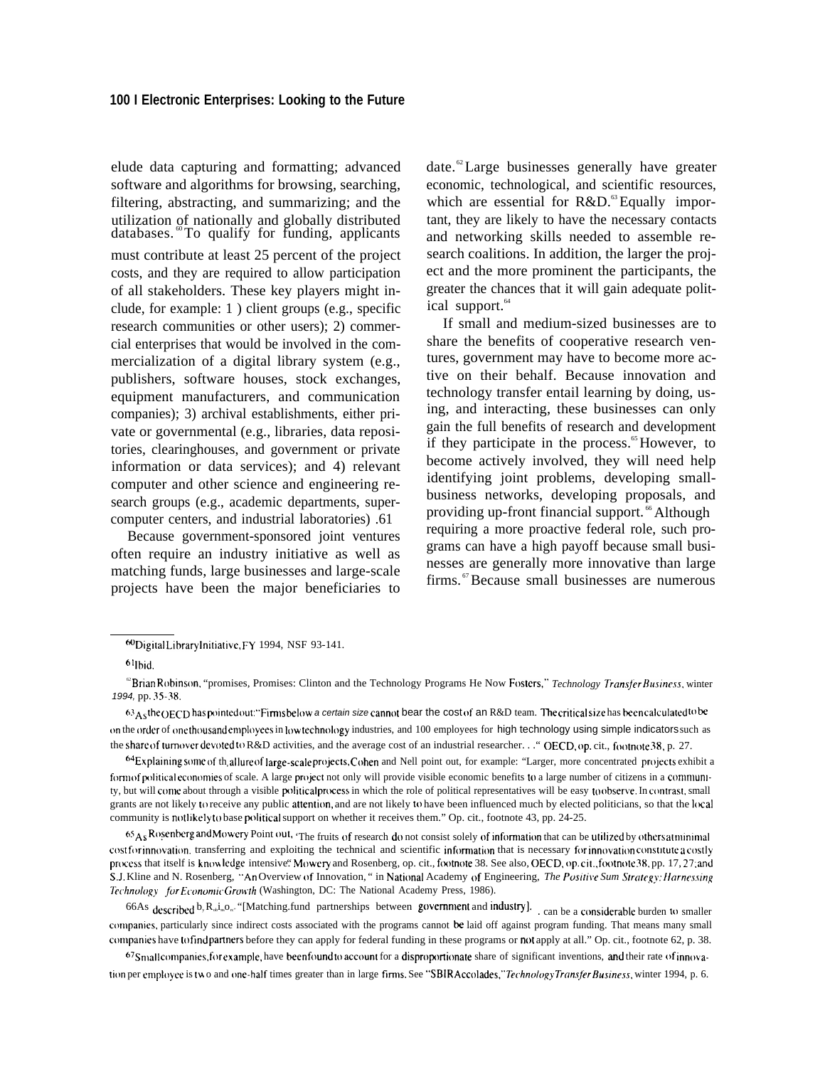elude data capturing and formatting; advanced software and algorithms for browsing, searching, filtering, abstracting, and summarizing; and the utilization of nationally and globally distributed databases.[60] To qualify for funding, applicants must contribute at least 25 percent of the project costs, and they are required to allow participation of all stakeholders. These key players might include, for example: 1) client groups (e.g., specific research communities or other users); 2) commercial enterprises that would be involved in the commercialization of a digital library system (e.g., publishers, software houses, stock exchanges, equipment manufacturers, and communication companies); 3) archival establishments, either private or governmental (e.g., libraries, data repositories, clearinghouses, and government or private information or data services); and 4) relevant computer and other science and engineering research groups (e.g., academic departments, supercomputer centers, and industrial laboratories).[61]

Because government-sponsored joint ventures often require an industry initiative as well as matching funds, large businesses and large-scale projects have been the major beneficiaries to date.[62] Large businesses generally have greater economic, technological, and scientific resources, which are essential for R&D.[63] Equally important, they are likely to have the necessary contacts and networking skills needed to assemble research coalitions. In addition, the larger the project and the more prominent the participants, the greater the chances that it will gain adequate political support.[64]

If small and medium-sized businesses are to share the benefits of cooperative research ventures, government may have to become more active on their behalf. Because innovation and technology transfer entail learning by doing, using, and interacting, these businesses can only gain the full benefits of research and development if they participate in the process.[65] However, to become actively involved, they will need help identifying joint problems, developing small-business networks, developing proposals, and providing up-front financial support.[66] Although requiring a more proactive federal role, such programs can have a high payoff because small businesses are generally more innovative than large firms.[67] Because small businesses are numerous

---

[60] Digital Library Initiative, FY 1994, NSF 93-141.

[61] Ibid.

[62] Brian Robinson, "promises, Promises: Clinton and the Technology Programs He Now Fosters," *Technology Transfer Business*, winter 1994, pp. 35-38.

[63] As the OECD has pointed out: "Firms below a certain size cannot bear the cost of an R&D team. The critical size has been calculated to be on the order of one thousand employees in low technology industries, and 100 employees for high technology using simple indicators such as the share of turnover devoted to R&D activities, and the average cost of an industrial researcher. . ." OECD, op. cit., footnote 38, p. 27.

[64] Explaining some of the allure of large-scale projects, Cohen and Nell point out, for example: "Larger, more concentrated projects exhibit a form of political economies of scale. A large project not only will provide visible economic benefits to a large number of citizens in a community, but will come about through a visible political process in which the role of political representatives will be easy to observe. In contrast, small grants are not likely to receive any public attention, and are not likely to have been influenced much by elected politicians, so that the local community is not likely to base political support on whether it receives them." Op. cit., footnote 43, pp. 24-25.

[65] As Rosenberg and Mowery point out, 'The fruits of research do not consist solely of information that can be utilized by others at minimal cost for innovation, transferring and exploiting the technical and scientific information that is necessary for innovation constitute a costly process that itself is knowledge intensive." Mowery and Rosenberg, op. cit., footnote 38. See also, OECD, op. cit., footnote 38, pp. 17, 27; and S.J. Kline and N. Rosenberg, "An Overview of Innovation," in National Academy of Engineering, *The Positive Sum Strategy: Harnessing Technology for Economic Growth* (Washington, DC: The National Academy Press, 1986).

[66] As described by Robinson, "[Matching fund partnerships between government and industry] . . can be a considerable burden to smaller companies, particularly since indirect costs associated with the programs cannot be laid off against program funding. That means many small companies have to find partners before they can apply for federal funding in these programs or not apply at all." Op. cit., footnote 62, p. 38.

[67] Small companies, for example, have been found to account for a disproportionate share of significant inventions, and their rate of innovation per employee is two and one-half times greater than in large firms. See "SBIR Accolades," *Technology Transfer Business*, winter 1994, p. 6.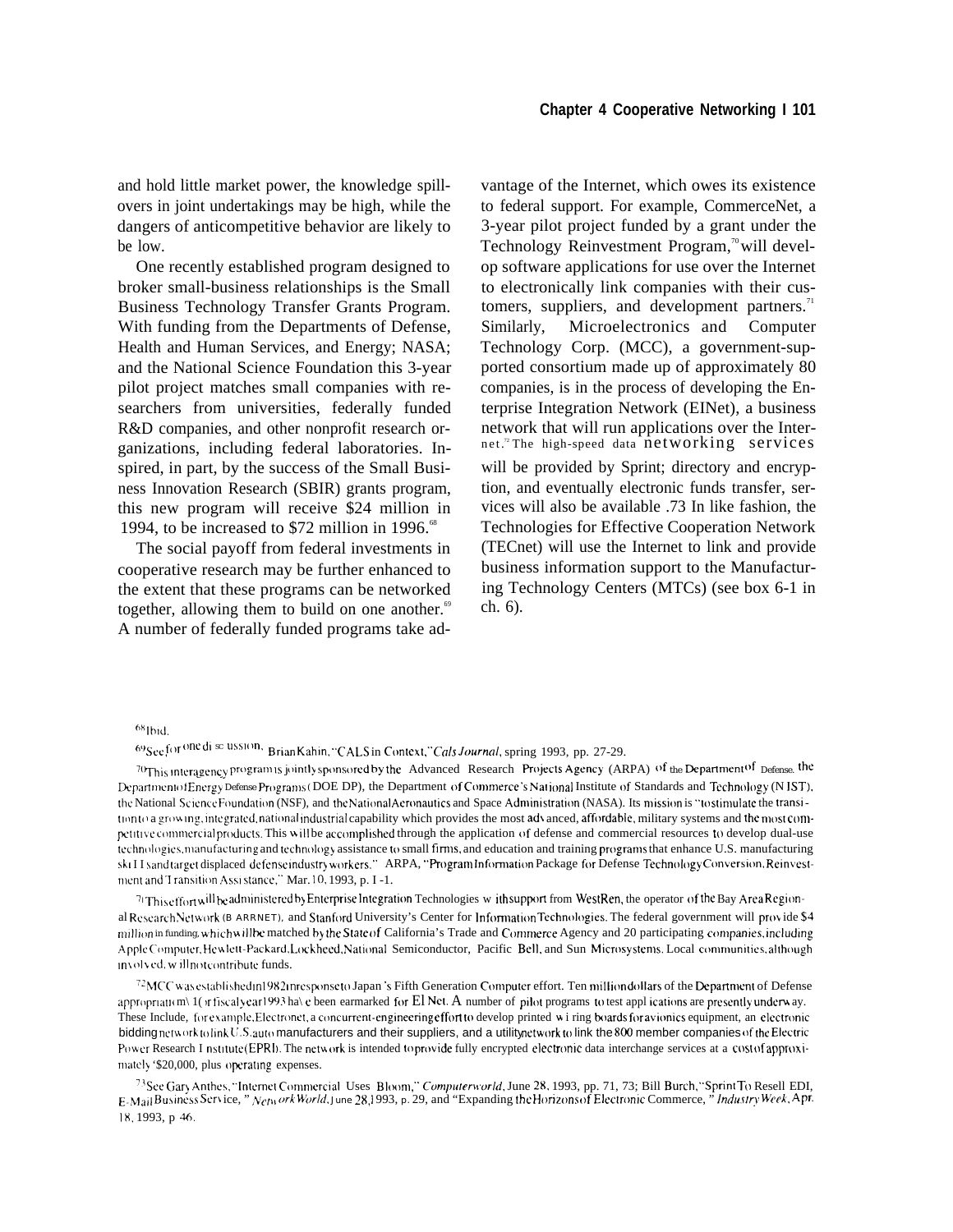and hold little market power, the knowledge spillovers in joint undertakings may be high, while the dangers of anticompetitive behavior are likely to be low.

One recently established program designed to broker small-business relationships is the Small Business Technology Transfer Grants Program. With funding from the Departments of Defense, Health and Human Services, and Energy; NASA; and the National Science Foundation this 3-year pilot project matches small companies with researchers from universities, federally funded R&D companies, and other nonprofit research organizations, including federal laboratories. Inspired, in part, by the success of the Small Business Innovation Research (SBIR) grants program, this new program will receive $24 million in 1994, to be increased to $72 million in 1996.[68]

The social payoff from federal investments in cooperative research may be further enhanced to the extent that these programs can be networked together, allowing them to build on one another.[69] A number of federally funded programs take advantage of the Internet, which owes its existence to federal support. For example, CommerceNet, a 3-year pilot project funded by a grant under the Technology Reinvestment Program,[70] will develop software applications for use over the Internet to electronically link companies with their customers, suppliers, and development partners.[71] Similarly, Microelectronics and Computer Technology Corp. (MCC), a government-supported consortium made up of approximately 80 companies, is in the process of developing the Enterprise Integration Network (EINet), a business network that will run applications over the Internet.[72] The high-speed data networking services will be provided by Sprint; directory and encryption, and eventually electronic funds transfer, services will also be available.[73] In like fashion, the Technologies for Effective Cooperation Network (TECnet) will use the Internet to link and provide business information support to the Manufacturing Technology Centers (MTCs) (see box 6-1 in ch. 6).

---

[68] Ibid.

[69] See for one discussion, Brian Kahin, "CALS in Context," *Cals Journal*, spring 1993, pp. 27-29.

[70] This interagency program is jointly sponsored by the Advanced Research Projects Agency (ARPA) of the Department of Defense, the Department of Energy Defense Programs (DOE DP), the Department of Commerce's National Institute of Standards and Technology (NIST), the National Science Foundation (NSF), and the National Aeronautics and Space Administration (NASA). Its mission is "to stimulate the transition to a growing, integrated, national industrial capability which provides the most advanced, affordable, military systems and the most competitive commercial products. This will be accomplished through the application of defense and commercial resources to develop dual-use technologies, manufacturing and technology assistance to small firms, and education and training programs that enhance U.S. manufacturing skills and target displaced defense industry workers." ARPA, "Program Information Package for Defense Technology Conversion, Reinvestment and Transition Assistance," Mar. 10, 1993, p. I-1.

[71] This effort will be administered by Enterprise Integration Technologies with support from WestRen, the operator of the Bay Area Regional Research Network (BARRNET), and Stanford University's Center for Information Technologies. The federal government will provide $4 million in funding, which will be matched by the State of California's Trade and Commerce Agency and 20 participating companies, including Apple Computer, Hewlett-Packard, Lockheed, National Semiconductor, Pacific Bell, and Sun Microsystems. Local communities, although involved, will not contribute funds.

[72] MCC was established in 1982 in response to Japan's Fifth Generation Computer effort. Ten million dollars of the Department of Defense appropriations for fiscal year 1993 have been earmarked for EINet. A number of pilot programs to test applications are presently underway. These include, for example, Electronet, a concurrent-engineering effort to develop printed wiring boards for avionics equipment, an electronic bidding network to link U.S. auto manufacturers and their suppliers, and a utility network to link the 800 member companies of the Electric Power Research Institute (EPRI). The network is intended to provide fully encrypted electronic data interchange services at a cost of approximately $20,000, plus operating expenses.

[73] See Gary Anthes, "Internet Commercial Uses Bloom," *Computerworld*, June 28, 1993, pp. 71, 73; Bill Burch, "Sprint To Resell EDI, E-Mail Business Service," *Network World*, June 28, 1993, p. 29, and "Expanding the Horizons of Electronic Commerce," *Industry Week*, Apr. 18, 1993, p. 46.